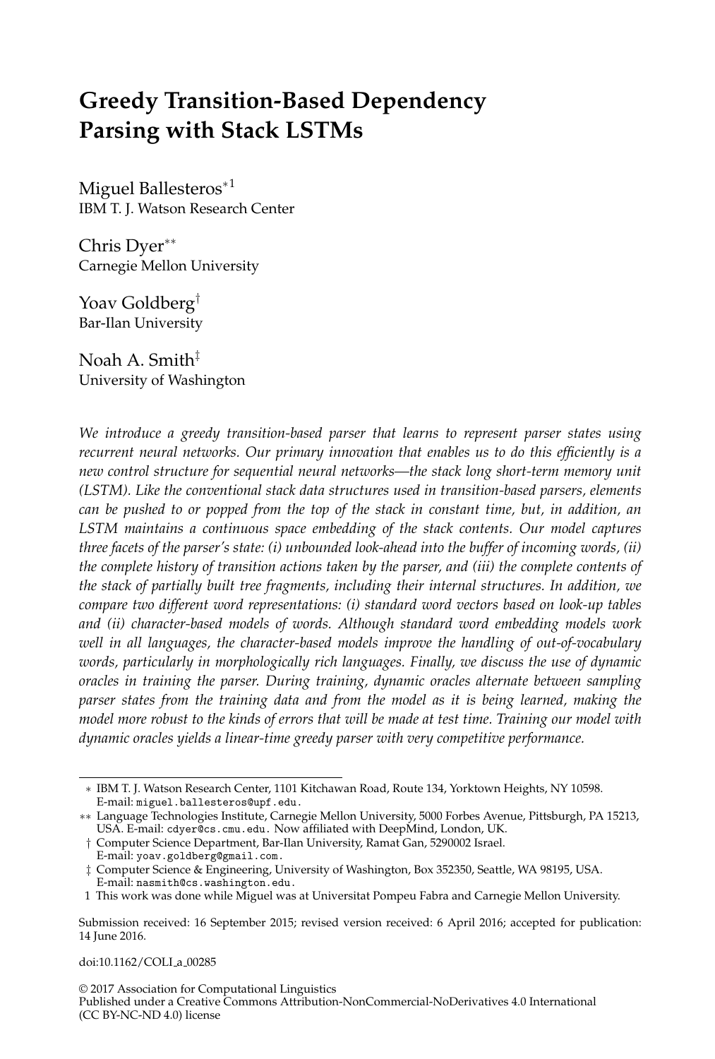# Greedy Transition-Based Dependency Parsing with Stack LSTMs

Miguel Ballesteros[*1]
IBM T. J. Watson Research Center

Chris Dyer[**]
Carnegie Mellon University

Yoav Goldberg[†]
Bar-Ilan University

Noah A. Smith[‡]
University of Washington

*We introduce a greedy transition-based parser that learns to represent parser states using recurrent neural networks. Our primary innovation that enables us to do this efficiently is a new control structure for sequential neural networks—the stack long short-term memory unit (LSTM). Like the conventional stack data structures used in transition-based parsers, elements can be pushed to or popped from the top of the stack in constant time, but, in addition, an LSTM maintains a continuous space embedding of the stack contents. Our model captures three facets of the parser's state: (i) unbounded look-ahead into the buffer of incoming words, (ii) the complete history of transition actions taken by the parser, and (iii) the complete contents of the stack of partially built tree fragments, including their internal structures. In addition, we compare two different word representations: (i) standard word vectors based on look-up tables and (ii) character-based models of words. Although standard word embedding models work well in all languages, the character-based models improve the handling of out-of-vocabulary words, particularly in morphologically rich languages. Finally, we discuss the use of dynamic oracles in training the parser. During training, dynamic oracles alternate between sampling parser states from the training data and from the model as it is being learned, making the model more robust to the kinds of errors that will be made at test time. Training our model with dynamic oracles yields a linear-time greedy parser with very competitive performance.*

---

∗ IBM T. J. Watson Research Center, 1101 Kitchawan Road, Route 134, Yorktown Heights, NY 10598. E-mail: `miguel.ballesteros@upf.edu`.

∗∗ Language Technologies Institute, Carnegie Mellon University, 5000 Forbes Avenue, Pittsburgh, PA 15213, USA. E-mail: `cdyer@cs.cmu.edu`. Now affiliated with DeepMind, London, UK.

† Computer Science Department, Bar-Ilan University, Ramat Gan, 5290002 Israel. E-mail: `yoav.goldberg@gmail.com`.

‡ Computer Science & Engineering, University of Washington, Box 352350, Seattle, WA 98195, USA. E-mail: `nasmith@cs.washington.edu`.

1 This work was done while Miguel was at Universitat Pompeu Fabra and Carnegie Mellon University.

Submission received: 16 September 2015; revised version received: 6 April 2016; accepted for publication: 14 June 2016.

doi:10.1162/COLI_a_00285

© 2017 Association for Computational Linguistics
Published under a Creative Commons Attribution-NonCommercial-NoDerivatives 4.0 International (CC BY-NC-ND 4.0) license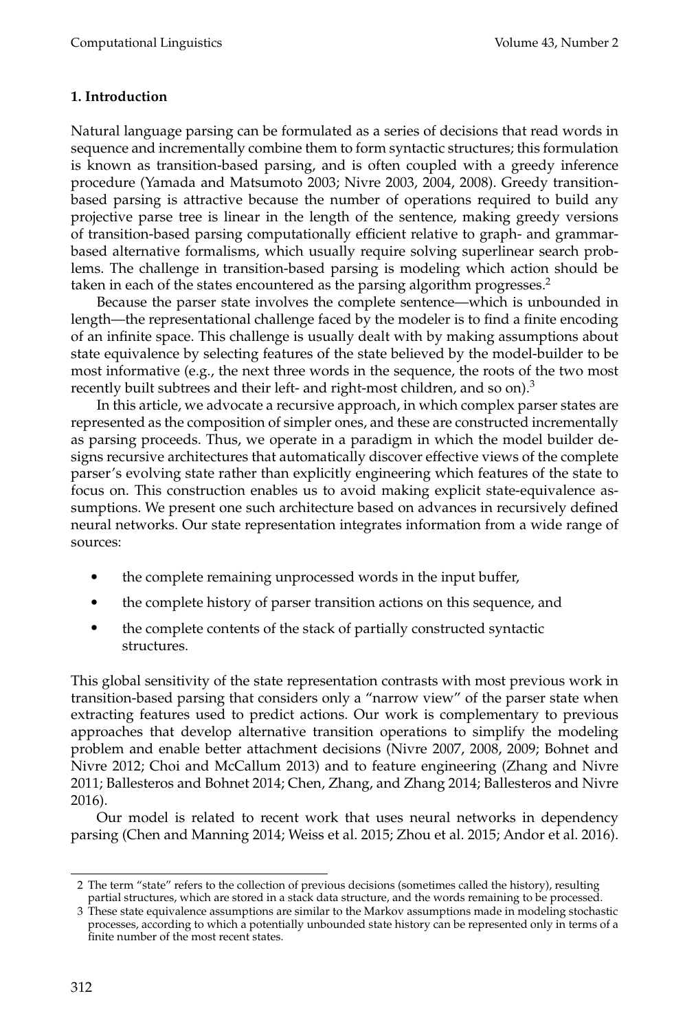## 1. Introduction

Natural language parsing can be formulated as a series of decisions that read words in sequence and incrementally combine them to form syntactic structures; this formulation is known as transition-based parsing, and is often coupled with a greedy inference procedure (Yamada and Matsumoto 2003; Nivre 2003, 2004, 2008). Greedy transition-based parsing is attractive because the number of operations required to build any projective parse tree is linear in the length of the sentence, making greedy versions of transition-based parsing computationally efficient relative to graph- and grammar-based alternative formalisms, which usually require solving superlinear search problems. The challenge in transition-based parsing is modeling which action should be taken in each of the states encountered as the parsing algorithm progresses.[2]

Because the parser state involves the complete sentence—which is unbounded in length—the representational challenge faced by the modeler is to find a finite encoding of an infinite space. This challenge is usually dealt with by making assumptions about state equivalence by selecting features of the state believed by the model-builder to be most informative (e.g., the next three words in the sequence, the roots of the two most recently built subtrees and their left- and right-most children, and so on).[3]

In this article, we advocate a recursive approach, in which complex parser states are represented as the composition of simpler ones, and these are constructed incrementally as parsing proceeds. Thus, we operate in a paradigm in which the model builder designs recursive architectures that automatically discover effective views of the complete parser's evolving state rather than explicitly engineering which features of the state to focus on. This construction enables us to avoid making explicit state-equivalence assumptions. We present one such architecture based on advances in recursively defined neural networks. Our state representation integrates information from a wide range of sources:

- the complete remaining unprocessed words in the input buffer,
- the complete history of parser transition actions on this sequence, and
- the complete contents of the stack of partially constructed syntactic structures.

This global sensitivity of the state representation contrasts with most previous work in transition-based parsing that considers only a "narrow view" of the parser state when extracting features used to predict actions. Our work is complementary to previous approaches that develop alternative transition operations to simplify the modeling problem and enable better attachment decisions (Nivre 2007, 2008, 2009; Bohnet and Nivre 2012; Choi and McCallum 2013) and to feature engineering (Zhang and Nivre 2011; Ballesteros and Bohnet 2014; Chen, Zhang, and Zhang 2014; Ballesteros and Nivre 2016).

Our model is related to recent work that uses neural networks in dependency parsing (Chen and Manning 2014; Weiss et al. 2015; Zhou et al. 2015; Andor et al. 2016).

[2] The term "state" refers to the collection of previous decisions (sometimes called the history), resulting partial structures, which are stored in a stack data structure, and the words remaining to be processed.

[3] These state equivalence assumptions are similar to the Markov assumptions made in modeling stochastic processes, according to which a potentially unbounded state history can be represented only in terms of a finite number of the most recent states.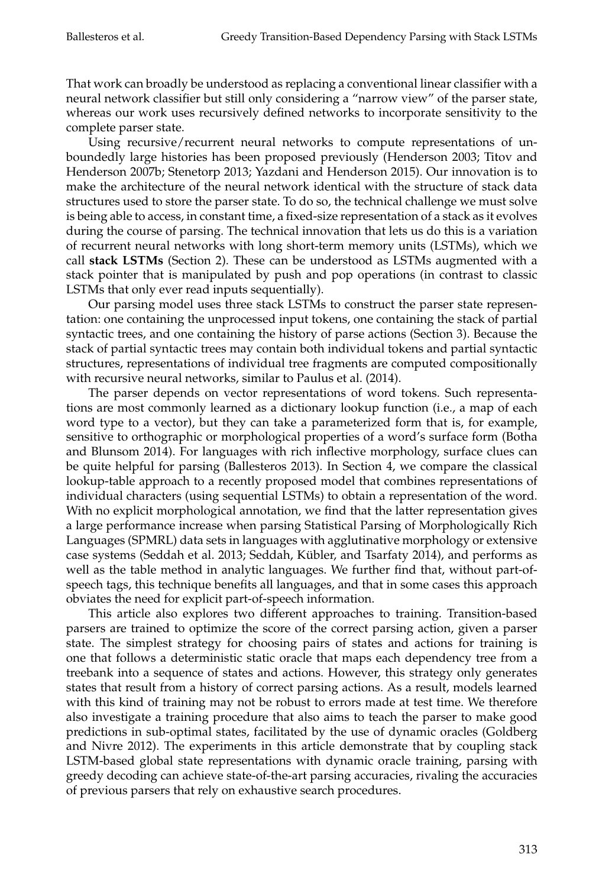That work can broadly be understood as replacing a conventional linear classifier with a neural network classifier but still only considering a "narrow view" of the parser state, whereas our work uses recursively defined networks to incorporate sensitivity to the complete parser state.

Using recursive/recurrent neural networks to compute representations of unboundedly large histories has been proposed previously (Henderson 2003; Titov and Henderson 2007b; Stenetorp 2013; Yazdani and Henderson 2015). Our innovation is to make the architecture of the neural network identical with the structure of stack data structures used to store the parser state. To do so, the technical challenge we must solve is being able to access, in constant time, a fixed-size representation of a stack as it evolves during the course of parsing. The technical innovation that lets us do this is a variation of recurrent neural networks with long short-term memory units (LSTMs), which we call **stack LSTMs** (Section 2). These can be understood as LSTMs augmented with a stack pointer that is manipulated by push and pop operations (in contrast to classic LSTMs that only ever read inputs sequentially).

Our parsing model uses three stack LSTMs to construct the parser state representation: one containing the unprocessed input tokens, one containing the stack of partial syntactic trees, and one containing the history of parse actions (Section 3). Because the stack of partial syntactic trees may contain both individual tokens and partial syntactic structures, representations of individual tree fragments are computed compositionally with recursive neural networks, similar to Paulus et al. (2014).

The parser depends on vector representations of word tokens. Such representations are most commonly learned as a dictionary lookup function (i.e., a map of each word type to a vector), but they can take a parameterized form that is, for example, sensitive to orthographic or morphological properties of a word's surface form (Botha and Blunsom 2014). For languages with rich inflective morphology, surface clues can be quite helpful for parsing (Ballesteros 2013). In Section 4, we compare the classical lookup-table approach to a recently proposed model that combines representations of individual characters (using sequential LSTMs) to obtain a representation of the word. With no explicit morphological annotation, we find that the latter representation gives a large performance increase when parsing Statistical Parsing of Morphologically Rich Languages (SPMRL) data sets in languages with agglutinative morphology or extensive case systems (Seddah et al. 2013; Seddah, Kübler, and Tsarfaty 2014), and performs as well as the table method in analytic languages. We further find that, without part-of-speech tags, this technique benefits all languages, and that in some cases this approach obviates the need for explicit part-of-speech information.

This article also explores two different approaches to training. Transition-based parsers are trained to optimize the score of the correct parsing action, given a parser state. The simplest strategy for choosing pairs of states and actions for training is one that follows a deterministic static oracle that maps each dependency tree from a treebank into a sequence of states and actions. However, this strategy only generates states that result from a history of correct parsing actions. As a result, models learned with this kind of training may not be robust to errors made at test time. We therefore also investigate a training procedure that also aims to teach the parser to make good predictions in sub-optimal states, facilitated by the use of dynamic oracles (Goldberg and Nivre 2012). The experiments in this article demonstrate that by coupling stack LSTM-based global state representations with dynamic oracle training, parsing with greedy decoding can achieve state-of-the-art parsing accuracies, rivaling the accuracies of previous parsers that rely on exhaustive search procedures.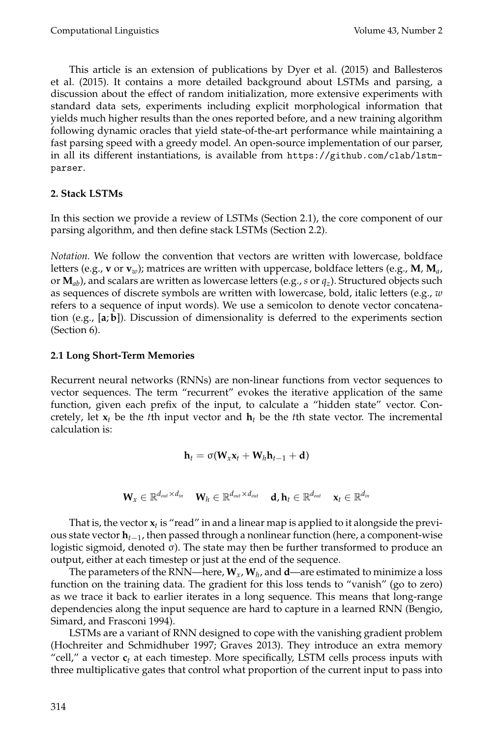This article is an extension of publications by Dyer et al. (2015) and Ballesteros et al. (2015). It contains a more detailed background about LSTMs and parsing, a discussion about the effect of random initialization, more extensive experiments with standard data sets, experiments including explicit morphological information that yields much higher results than the ones reported before, and a new training algorithm following dynamic oracles that yield state-of-the-art performance while maintaining a fast parsing speed with a greedy model. An open-source implementation of our parser, in all its different instantiations, is available from `https://github.com/clab/lstm-parser`.

## 2. Stack LSTMs

In this section we provide a review of LSTMs (Section 2.1), the core component of our parsing algorithm, and then define stack LSTMs (Section 2.2).

*Notation.* We follow the convention that vectors are written with lowercase, boldface letters (e.g., $\mathbf{v}$ or $\mathbf{v}_w$); matrices are written with uppercase, boldface letters (e.g., $\mathbf{M}$, $\mathbf{M}_a$, or $\mathbf{M}_{ab}$), and scalars are written as lowercase letters (e.g., $s$ or $q_z$). Structured objects such as sequences of discrete symbols are written with lowercase, bold, italic letters (e.g., $\boldsymbol{w}$ refers to a sequence of input words). We use a semicolon to denote vector concatenation (e.g., $[\mathbf{a}; \mathbf{b}]$). Discussion of dimensionality is deferred to the experiments section (Section 6).

### 2.1 Long Short-Term Memories

Recurrent neural networks (RNNs) are non-linear functions from vector sequences to vector sequences. The term "recurrent" evokes the iterative application of the same function, given each prefix of the input, to calculate a "hidden state" vector. Concretely, let $\mathbf{x}_t$ be the $t$th input vector and $\mathbf{h}_t$ be the $t$th state vector. The incremental calculation is:

$$\mathbf{h}_t = \sigma(\mathbf{W}_x \mathbf{x}_t + \mathbf{W}_h \mathbf{h}_{t-1} + \mathbf{d})$$

$$\mathbf{W}_x \in \mathbb{R}^{d_{out} \times d_{in}} \quad \mathbf{W}_h \in \mathbb{R}^{d_{out} \times d_{out}} \quad \mathbf{d}, \mathbf{h}_t \in \mathbb{R}^{d_{out}} \quad \mathbf{x}_t \in \mathbb{R}^{d_{in}}$$

That is, the vector $\mathbf{x}_t$ is "read" in and a linear map is applied to it alongside the previous state vector $\mathbf{h}_{t-1}$, then passed through a nonlinear function (here, a component-wise logistic sigmoid, denoted $\sigma$). The state may then be further transformed to produce an output, either at each timestep or just at the end of the sequence.

The parameters of the RNN—here, $\mathbf{W}_x$, $\mathbf{W}_h$, and $\mathbf{d}$—are estimated to minimize a loss function on the training data. The gradient for this loss tends to "vanish" (go to zero) as we trace it back to earlier iterates in a long sequence. This means that long-range dependencies along the input sequence are hard to capture in a learned RNN (Bengio, Simard, and Frasconi 1994).

LSTMs are a variant of RNN designed to cope with the vanishing gradient problem (Hochreiter and Schmidhuber 1997; Graves 2013). They introduce an extra memory "cell," a vector $\mathbf{c}_t$ at each timestep. More specifically, LSTM cells process inputs with three multiplicative gates that control what proportion of the current input to pass into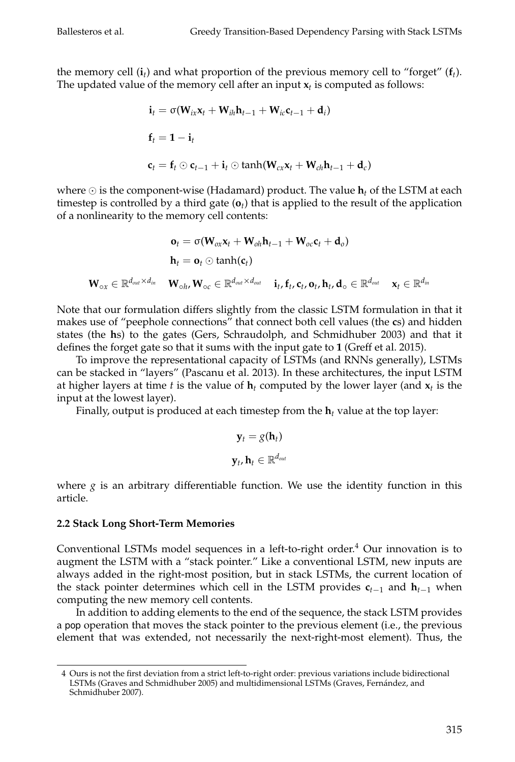the memory cell ($\mathbf{i}_t$) and what proportion of the previous memory cell to "forget" ($\mathbf{f}_t$). The updated value of the memory cell after an input $\mathbf{x}_t$ is computed as follows:

$$\mathbf{i}_t = \sigma(\mathbf{W}_{ix}\mathbf{x}_t + \mathbf{W}_{ih}\mathbf{h}_{t-1} + \mathbf{W}_{ic}\mathbf{c}_{t-1} + \mathbf{d}_i)$$

$$\mathbf{f}_t = \mathbf{1} - \mathbf{i}_t$$

$$\mathbf{c}_t = \mathbf{f}_t \odot \mathbf{c}_{t-1} + \mathbf{i}_t \odot \tanh(\mathbf{W}_{cx}\mathbf{x}_t + \mathbf{W}_{ch}\mathbf{h}_{t-1} + \mathbf{d}_c)$$

where $\odot$ is the component-wise (Hadamard) product. The value $\mathbf{h}_t$ of the LSTM at each timestep is controlled by a third gate ($\mathbf{o}_t$) that is applied to the result of the application of a nonlinearity to the memory cell contents:

$$\mathbf{o}_t = \sigma(\mathbf{W}_{ox}\mathbf{x}_t + \mathbf{W}_{oh}\mathbf{h}_{t-1} + \mathbf{W}_{oc}\mathbf{c}_t + \mathbf{d}_o)$$

$$\mathbf{h}_t = \mathbf{o}_t \odot \tanh(\mathbf{c}_t)$$

$$\mathbf{W}_{\circ x} \in \mathbb{R}^{d_{out} \times d_{in}} \quad \mathbf{W}_{\circ h}, \mathbf{W}_{\circ c} \in \mathbb{R}^{d_{out} \times d_{out}} \quad \mathbf{i}_t, \mathbf{f}_t, \mathbf{c}_t, \mathbf{o}_t, \mathbf{h}_t, \mathbf{d}_\circ \in \mathbb{R}^{d_{out}} \quad \mathbf{x}_t \in \mathbb{R}^{d_{in}}$$

Note that our formulation differs slightly from the classic LSTM formulation in that it makes use of "peephole connections" that connect both cell values (the **c**s) and hidden states (the **h**s) to the gates (Gers, Schraudolph, and Schmidhuber 2003) and that it defines the forget gate so that it sums with the input gate to **1** (Greff et al. 2015).

To improve the representational capacity of LSTMs (and RNNs generally), LSTMs can be stacked in "layers" (Pascanu et al. 2013). In these architectures, the input LSTM at higher layers at time $t$ is the value of $\mathbf{h}_t$ computed by the lower layer (and $\mathbf{x}_t$ is the input at the lowest layer).

Finally, output is produced at each timestep from the $\mathbf{h}_t$ value at the top layer:

$$\mathbf{y}_t = g(\mathbf{h}_t)$$

$$\mathbf{y}_t, \mathbf{h}_t \in \mathbb{R}^{d_{out}}$$

where $g$ is an arbitrary differentiable function. We use the identity function in this article.

### 2.2 Stack Long Short-Term Memories

Conventional LSTMs model sequences in a left-to-right order.[4] Our innovation is to augment the LSTM with a "stack pointer." Like a conventional LSTM, new inputs are always added in the right-most position, but in stack LSTMs, the current location of the stack pointer determines which cell in the LSTM provides $\mathbf{c}_{t-1}$ and $\mathbf{h}_{t-1}$ when computing the new memory cell contents.

In addition to adding elements to the end of the sequence, the stack LSTM provides a pop operation that moves the stack pointer to the previous element (i.e., the previous element that was extended, not necessarily the next-right-most element). Thus, the

[4] Ours is not the first deviation from a strict left-to-right order: previous variations include bidirectional LSTMs (Graves and Schmidhuber 2005) and multidimensional LSTMs (Graves, Fernández, and Schmidhuber 2007).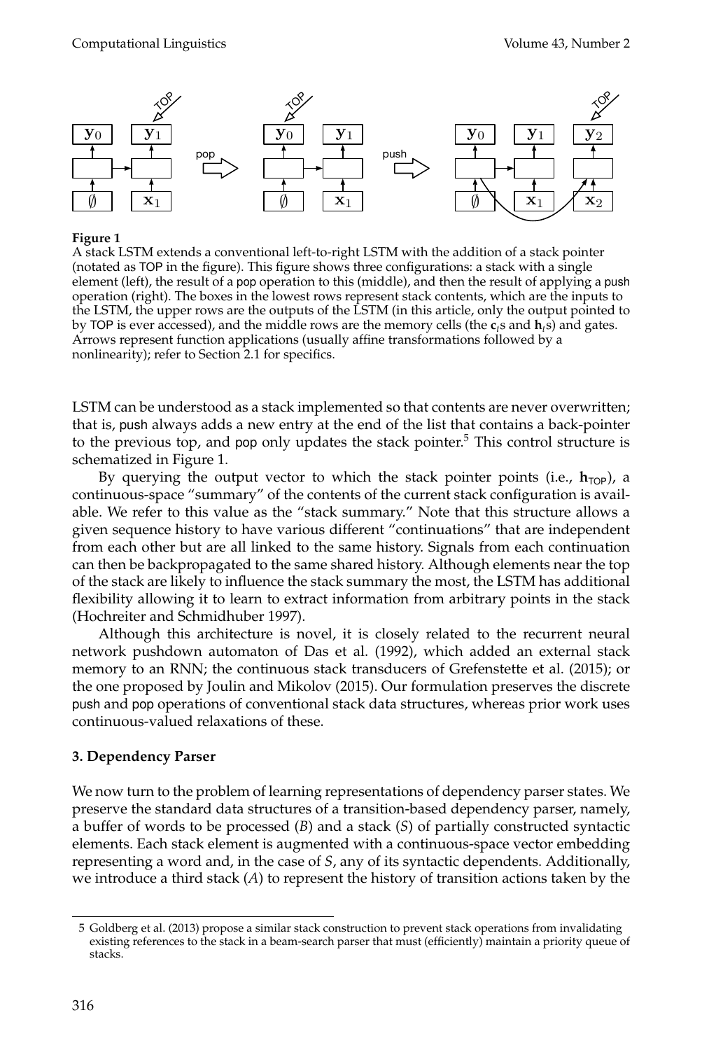**Figure 1**
A stack LSTM extends a conventional left-to-right LSTM with the addition of a stack pointer (notated as TOP in the figure). This figure shows three configurations: a stack with a single element (left), the result of a pop operation to this (middle), and then the result of applying a push operation (right). The boxes in the lowest rows represent stack contents, which are the inputs to the LSTM, the upper rows are the outputs of the LSTM (in this article, only the output pointed to by TOP is ever accessed), and the middle rows are the memory cells (the $\mathbf{c}_t$s and $\mathbf{h}_t$s) and gates. Arrows represent function applications (usually affine transformations followed by a nonlinearity); refer to Section 2.1 for specifics.

LSTM can be understood as a stack implemented so that contents are never overwritten; that is, push always adds a new entry at the end of the list that contains a back-pointer to the previous top, and pop only updates the stack pointer.[5] This control structure is schematized in Figure 1.

By querying the output vector to which the stack pointer points (i.e., $\mathbf{h}_{\text{TOP}}$), a continuous-space "summary" of the contents of the current stack configuration is available. We refer to this value as the "stack summary." Note that this structure allows a given sequence history to have various different "continuations" that are independent from each other but are all linked to the same history. Signals from each continuation can then be backpropagated to the same shared history. Although elements near the top of the stack are likely to influence the stack summary the most, the LSTM has additional flexibility allowing it to learn to extract information from arbitrary points in the stack (Hochreiter and Schmidhuber 1997).

Although this architecture is novel, it is closely related to the recurrent neural network pushdown automaton of Das et al. (1992), which added an external stack memory to an RNN; the continuous stack transducers of Grefenstette et al. (2015); or the one proposed by Joulin and Mikolov (2015). Our formulation preserves the discrete push and pop operations of conventional stack data structures, whereas prior work uses continuous-valued relaxations of these.

## 3. Dependency Parser

We now turn to the problem of learning representations of dependency parser states. We preserve the standard data structures of a transition-based dependency parser, namely, a buffer of words to be processed ($B$) and a stack ($S$) of partially constructed syntactic elements. Each stack element is augmented with a continuous-space vector embedding representing a word and, in the case of $S$, any of its syntactic dependents. Additionally, we introduce a third stack ($A$) to represent the history of transition actions taken by the

---

5 Goldberg et al. (2013) propose a similar stack construction to prevent stack operations from invalidating existing references to the stack in a beam-search parser that must (efficiently) maintain a priority queue of stacks.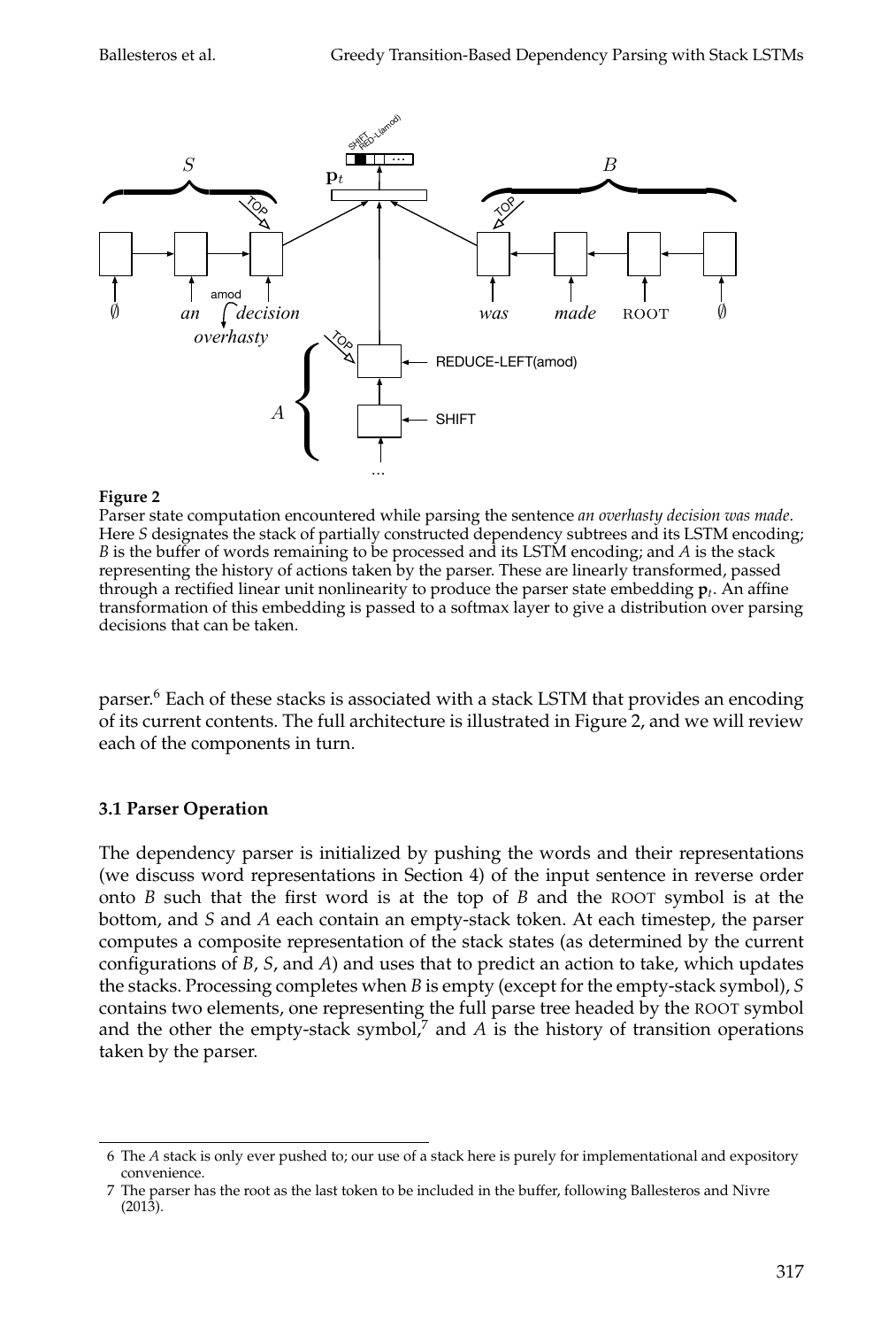**Figure 2**
Parser state computation encountered while parsing the sentence *an overhasty decision was made*. Here *S* designates the stack of partially constructed dependency subtrees and its LSTM encoding; *B* is the buffer of words remaining to be processed and its LSTM encoding; and *A* is the stack representing the history of actions taken by the parser. These are linearly transformed, passed through a rectified linear unit nonlinearity to produce the parser state embedding $\mathbf{p}_t$. An affine transformation of this embedding is passed to a softmax layer to give a distribution over parsing decisions that can be taken.

parser.[6] Each of these stacks is associated with a stack LSTM that provides an encoding of its current contents. The full architecture is illustrated in Figure 2, and we will review each of the components in turn.

### 3.1 Parser Operation

The dependency parser is initialized by pushing the words and their representations (we discuss word representations in Section 4) of the input sentence in reverse order onto *B* such that the first word is at the top of *B* and the ROOT symbol is at the bottom, and *S* and *A* each contain an empty-stack token. At each timestep, the parser computes a composite representation of the stack states (as determined by the current configurations of *B*, *S*, and *A*) and uses that to predict an action to take, which updates the stacks. Processing completes when *B* is empty (except for the empty-stack symbol), *S* contains two elements, one representing the full parse tree headed by the ROOT symbol and the other the empty-stack symbol,[7] and *A* is the history of transition operations taken by the parser.

---

6 The *A* stack is only ever pushed to; our use of a stack here is purely for implementational and expository convenience.

7 The parser has the root as the last token to be included in the buffer, following Ballesteros and Nivre (2013).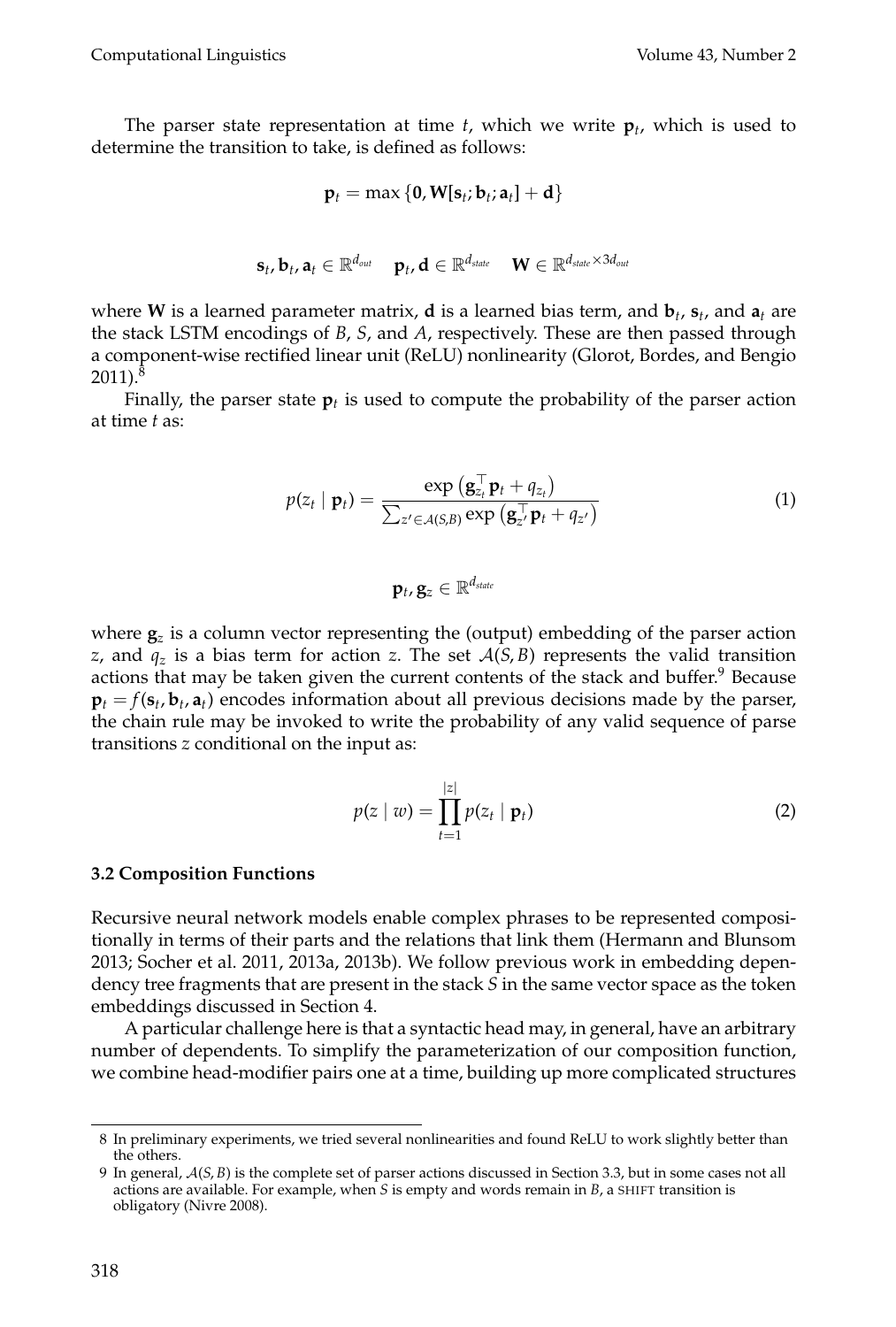The parser state representation at time $t$, which we write $\mathbf{p}_t$, which is used to determine the transition to take, is defined as follows:

$$\mathbf{p}_t = \max\{\mathbf{0}, \mathbf{W}[\mathbf{s}_t; \mathbf{b}_t; \mathbf{a}_t] + \mathbf{d}\}$$

$$\mathbf{s}_t, \mathbf{b}_t, \mathbf{a}_t \in \mathbb{R}^{d_{out}} \quad \mathbf{p}_t, \mathbf{d} \in \mathbb{R}^{d_{state}} \quad \mathbf{W} \in \mathbb{R}^{d_{state} \times 3d_{out}}$$

where $\mathbf{W}$ is a learned parameter matrix, $\mathbf{d}$ is a learned bias term, and $\mathbf{b}_t$, $\mathbf{s}_t$, and $\mathbf{a}_t$ are the stack LSTM encodings of $B$, $S$, and $A$, respectively. These are then passed through a component-wise rectified linear unit (ReLU) nonlinearity (Glorot, Bordes, and Bengio 2011).[8]

Finally, the parser state $\mathbf{p}_t$ is used to compute the probability of the parser action at time $t$ as:

$$p(z_t \mid \mathbf{p}_t) = \frac{\exp\left(\mathbf{g}_{z_t}^{\top}\mathbf{p}_t + q_{z_t}\right)}{\sum_{z' \in \mathcal{A}(S,B)} \exp\left(\mathbf{g}_{z'}^{\top}\mathbf{p}_t + q_{z'}\right)} \tag{1}$$

$$\mathbf{p}_t, \mathbf{g}_z \in \mathbb{R}^{d_{state}}$$

where $\mathbf{g}_z$ is a column vector representing the (output) embedding of the parser action $z$, and $q_z$ is a bias term for action $z$. The set $\mathcal{A}(S, B)$ represents the valid transition actions that may be taken given the current contents of the stack and buffer.[9] Because $\mathbf{p}_t = f(\mathbf{s}_t, \mathbf{b}_t, \mathbf{a}_t)$ encodes information about all previous decisions made by the parser, the chain rule may be invoked to write the probability of any valid sequence of parse transitions $z$ conditional on the input as:

$$p(z \mid w) = \prod_{t=1}^{|z|} p(z_t \mid \mathbf{p}_t) \tag{2}$$

### 3.2 Composition Functions

Recursive neural network models enable complex phrases to be represented compositionally in terms of their parts and the relations that link them (Hermann and Blunsom 2013; Socher et al. 2011, 2013a, 2013b). We follow previous work in embedding dependency tree fragments that are present in the stack $S$ in the same vector space as the token embeddings discussed in Section 4.

A particular challenge here is that a syntactic head may, in general, have an arbitrary number of dependents. To simplify the parameterization of our composition function, we combine head-modifier pairs one at a time, building up more complicated structures

---

[8] In preliminary experiments, we tried several nonlinearities and found ReLU to work slightly better than the others.

[9] In general, $\mathcal{A}(S, B)$ is the complete set of parser actions discussed in Section 3.3, but in some cases not all actions are available. For example, when $S$ is empty and words remain in $B$, a SHIFT transition is obligatory (Nivre 2008).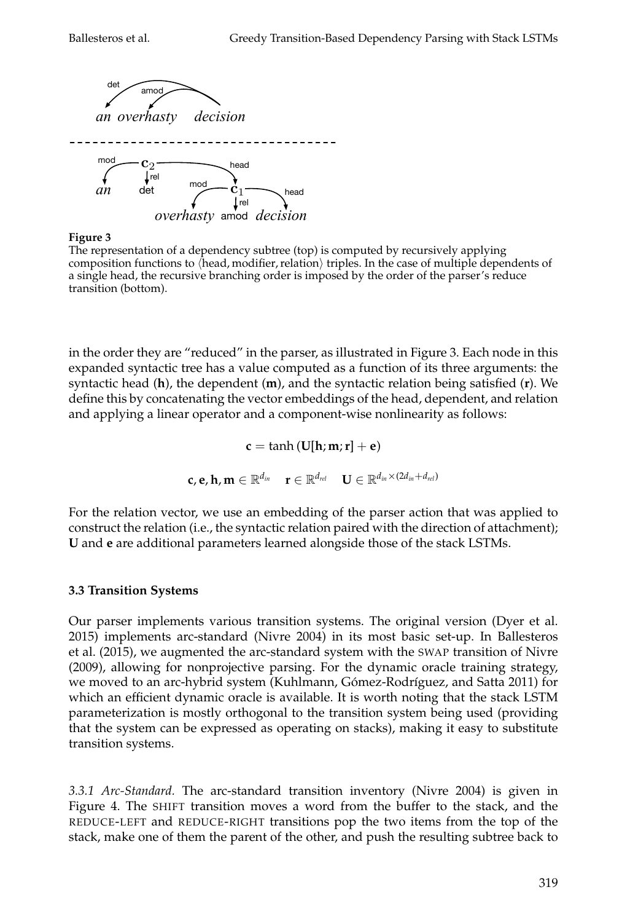**Figure 3**
The representation of a dependency subtree (top) is computed by recursively applying composition functions to ⟨head, modifier, relation⟩ triples. In the case of multiple dependents of a single head, the recursive branching order is imposed by the order of the parser's reduce transition (bottom).

in the order they are "reduced" in the parser, as illustrated in Figure 3. Each node in this expanded syntactic tree has a value computed as a function of its three arguments: the syntactic head ($\mathbf{h}$), the dependent ($\mathbf{m}$), and the syntactic relation being satisfied ($\mathbf{r}$). We define this by concatenating the vector embeddings of the head, dependent, and relation and applying a linear operator and a component-wise nonlinearity as follows:

$$\mathbf{c} = \tanh\left(\mathbf{U}[\mathbf{h}; \mathbf{m}; \mathbf{r}] + \mathbf{e}\right)$$

$$\mathbf{c}, \mathbf{e}, \mathbf{h}, \mathbf{m} \in \mathbb{R}^{d_{in}} \quad \mathbf{r} \in \mathbb{R}^{d_{rel}} \quad \mathbf{U} \in \mathbb{R}^{d_{in} \times (2d_{in} + d_{rel})}$$

For the relation vector, we use an embedding of the parser action that was applied to construct the relation (i.e., the syntactic relation paired with the direction of attachment); $\mathbf{U}$ and $\mathbf{e}$ are additional parameters learned alongside those of the stack LSTMs.

### 3.3 Transition Systems

Our parser implements various transition systems. The original version (Dyer et al. 2015) implements arc-standard (Nivre 2004) in its most basic set-up. In Ballesteros et al. (2015), we augmented the arc-standard system with the SWAP transition of Nivre (2009), allowing for nonprojective parsing. For the dynamic oracle training strategy, we moved to an arc-hybrid system (Kuhlmann, Gómez-Rodríguez, and Satta 2011) for which an efficient dynamic oracle is available. It is worth noting that the stack LSTM parameterization is mostly orthogonal to the transition system being used (providing that the system can be expressed as operating on stacks), making it easy to substitute transition systems.

*3.3.1 Arc-Standard.* The arc-standard transition inventory (Nivre 2004) is given in Figure 4. The SHIFT transition moves a word from the buffer to the stack, and the REDUCE-LEFT and REDUCE-RIGHT transitions pop the two items from the top of the stack, make one of them the parent of the other, and push the resulting subtree back to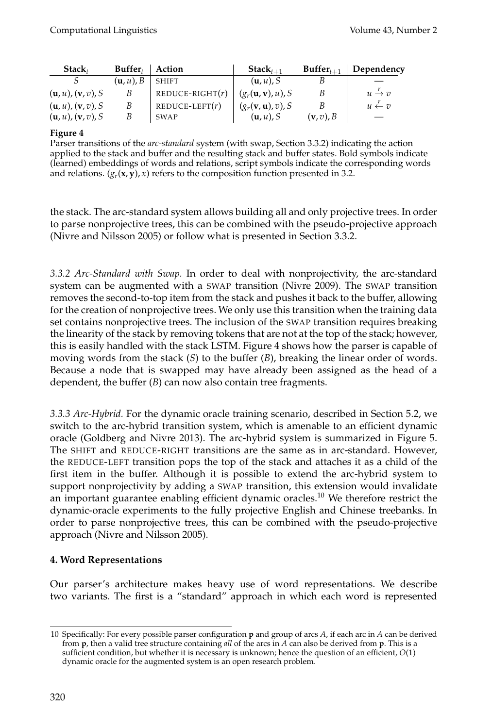| $\text{Stack}_t$ | $\text{Buffer}_t$ | Action | $\text{Stack}_{t+1}$ | $\text{Buffer}_{t+1}$ | Dependency |
|---|---|---|---|---|---|
| $S$ | $(\mathbf{u}, u), B$ | SHIFT | $(\mathbf{u}, u), S$ | $B$ | — |
| $(\mathbf{u}, u), (\mathbf{v}, v), S$ | $B$ | REDUCE-RIGHT($r$) | $(g_r(\mathbf{u}, \mathbf{v}), u), S$ | $B$ | $u \xrightarrow{r} v$ |
| $(\mathbf{u}, u), (\mathbf{v}, v), S$ | $B$ | REDUCE-LEFT($r$) | $(g_r(\mathbf{v}, \mathbf{u}), v), S$ | $B$ | $u \xleftarrow{r} v$ |
| $(\mathbf{u}, u), (\mathbf{v}, v), S$ | $B$ | SWAP | $(\mathbf{u}, u), S$ | $(\mathbf{v}, v), B$ | — |

**Figure 4**
Parser transitions of the *arc-standard* system (with swap, Section 3.3.2) indicating the action applied to the stack and buffer and the resulting stack and buffer states. Bold symbols indicate (learned) embeddings of words and relations, script symbols indicate the corresponding words and relations. $(g_r(\mathbf{x}, \mathbf{y}), x)$ refers to the composition function presented in 3.2.

the stack. The arc-standard system allows building all and only projective trees. In order to parse nonprojective trees, this can be combined with the pseudo-projective approach (Nivre and Nilsson 2005) or follow what is presented in Section 3.3.2.

*3.3.2 Arc-Standard with Swap.* In order to deal with nonprojectivity, the arc-standard system can be augmented with a SWAP transition (Nivre 2009). The SWAP transition removes the second-to-top item from the stack and pushes it back to the buffer, allowing for the creation of nonprojective trees. We only use this transition when the training data set contains nonprojective trees. The inclusion of the SWAP transition requires breaking the linearity of the stack by removing tokens that are not at the top of the stack; however, this is easily handled with the stack LSTM. Figure 4 shows how the parser is capable of moving words from the stack ($S$) to the buffer ($B$), breaking the linear order of words. Because a node that is swapped may have already been assigned as the head of a dependent, the buffer ($B$) can now also contain tree fragments.

*3.3.3 Arc-Hybrid.* For the dynamic oracle training scenario, described in Section 5.2, we switch to the arc-hybrid transition system, which is amenable to an efficient dynamic oracle (Goldberg and Nivre 2013). The arc-hybrid system is summarized in Figure 5. The SHIFT and REDUCE-RIGHT transitions are the same as in arc-standard. However, the REDUCE-LEFT transition pops the top of the stack and attaches it as a child of the first item in the buffer. Although it is possible to extend the arc-hybrid system to support nonprojectivity by adding a SWAP transition, this extension would invalidate an important guarantee enabling efficient dynamic oracles.[10] We therefore restrict the dynamic-oracle experiments to the fully projective English and Chinese treebanks. In order to parse nonprojective trees, this can be combined with the pseudo-projective approach (Nivre and Nilsson 2005).

## 4. Word Representations

Our parser's architecture makes heavy use of word representations. We describe two variants. The first is a "standard" approach in which each word is represented

---

10 Specifically: For every possible parser configuration $\mathbf{p}$ and group of arcs $A$, if each arc in $A$ can be derived from $\mathbf{p}$, then a valid tree structure containing *all* of the arcs in $A$ can also be derived from $\mathbf{p}$. This is a sufficient condition, but whether it is necessary is unknown; hence the question of an efficient, $O(1)$ dynamic oracle for the augmented system is an open research problem.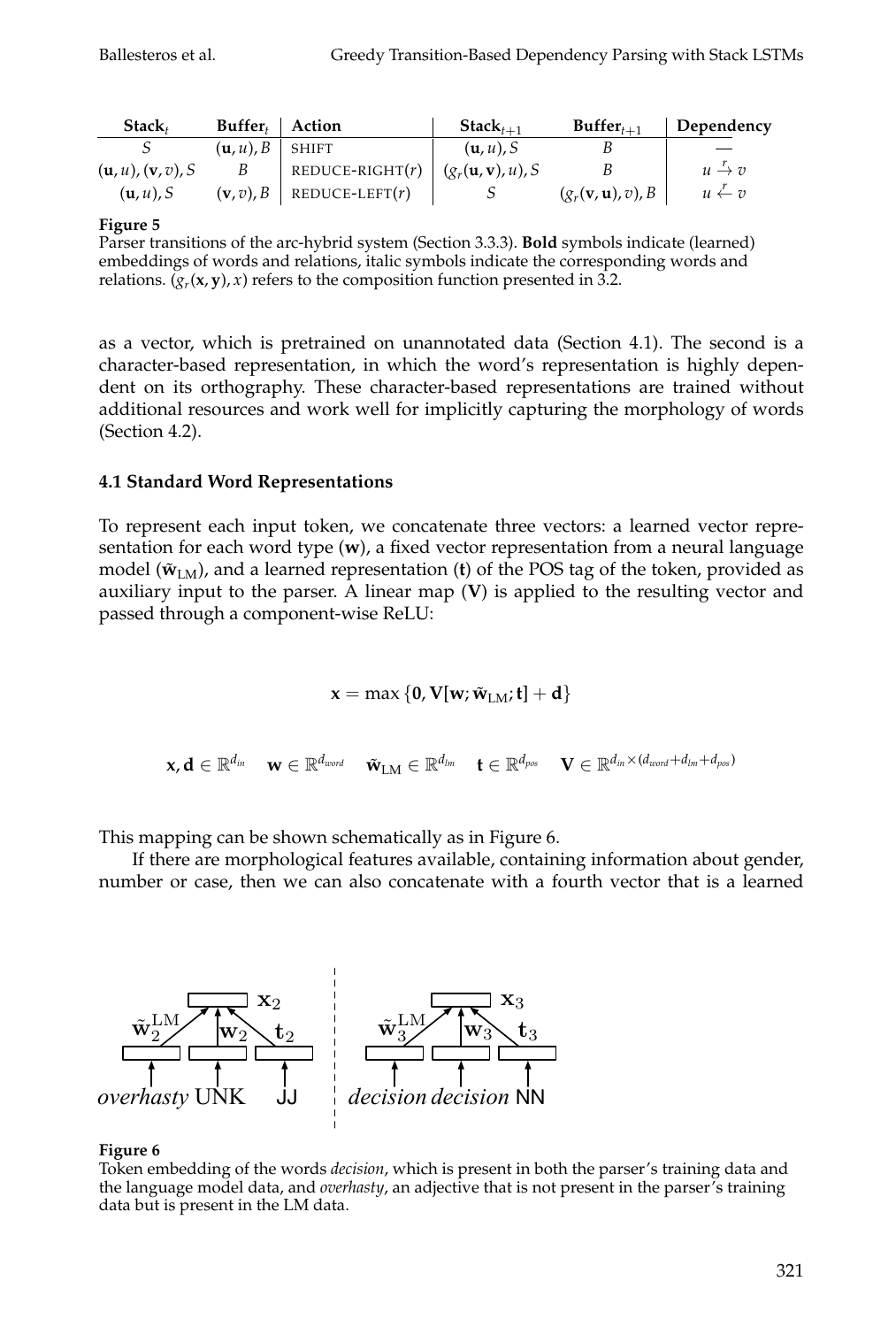| $\mathbf{Stack}_t$ | $\mathbf{Buffer}_t$ | Action | $\mathbf{Stack}_{t+1}$ | $\mathbf{Buffer}_{t+1}$ | Dependency |
|---|---|---|---|---|---|
| $S$ | $(\mathbf{u}, u), B$ | SHIFT | $(\mathbf{u}, u), S$ | $B$ | — |
| $(\mathbf{u}, u), (\mathbf{v}, v), S$ | $B$ | REDUCE-RIGHT($r$) | $(g_r(\mathbf{u}, \mathbf{v}), u), S$ | $B$ | $u \xrightarrow{r} v$ |
| $(\mathbf{u}, u), S$ | $(\mathbf{v}, v), B$ | REDUCE-LEFT($r$) | $S$ | $(g_r(\mathbf{v}, \mathbf{u}), v), B$ | $u \xleftarrow{r} v$ |

**Figure 5**
Parser transitions of the arc-hybrid system (Section 3.3.3). **Bold** symbols indicate (learned) embeddings of words and relations, italic symbols indicate the corresponding words and relations. $(g_r(\mathbf{x}, \mathbf{y}), x)$ refers to the composition function presented in 3.2.

as a vector, which is pretrained on unannotated data (Section 4.1). The second is a character-based representation, in which the word's representation is highly dependent on its orthography. These character-based representations are trained without additional resources and work well for implicitly capturing the morphology of words (Section 4.2).

### 4.1 Standard Word Representations

To represent each input token, we concatenate three vectors: a learned vector representation for each word type ($\mathbf{w}$), a fixed vector representation from a neural language model ($\tilde{\mathbf{w}}_{\text{LM}}$), and a learned representation ($\mathbf{t}$) of the POS tag of the token, provided as auxiliary input to the parser. A linear map ($\mathbf{V}$) is applied to the resulting vector and passed through a component-wise ReLU:

$$\mathbf{x} = \max \{\mathbf{0}, \mathbf{V}[\mathbf{w}; \tilde{\mathbf{w}}_{\text{LM}}; \mathbf{t}] + \mathbf{d}\}$$

$$\mathbf{x}, \mathbf{d} \in \mathbb{R}^{d_{in}} \quad \mathbf{w} \in \mathbb{R}^{d_{word}} \quad \tilde{\mathbf{w}}_{\text{LM}} \in \mathbb{R}^{d_{lm}} \quad \mathbf{t} \in \mathbb{R}^{d_{pos}} \quad \mathbf{V} \in \mathbb{R}^{d_{in} \times (d_{word} + d_{lm} + d_{pos})}$$

This mapping can be shown schematically as in Figure 6.

If there are morphological features available, containing information about gender, number or case, then we can also concatenate with a fourth vector that is a learned

**Figure 6**
Token embedding of the words *decision*, which is present in both the parser's training data and the language model data, and *overhasty*, an adjective that is not present in the parser's training data but is present in the LM data.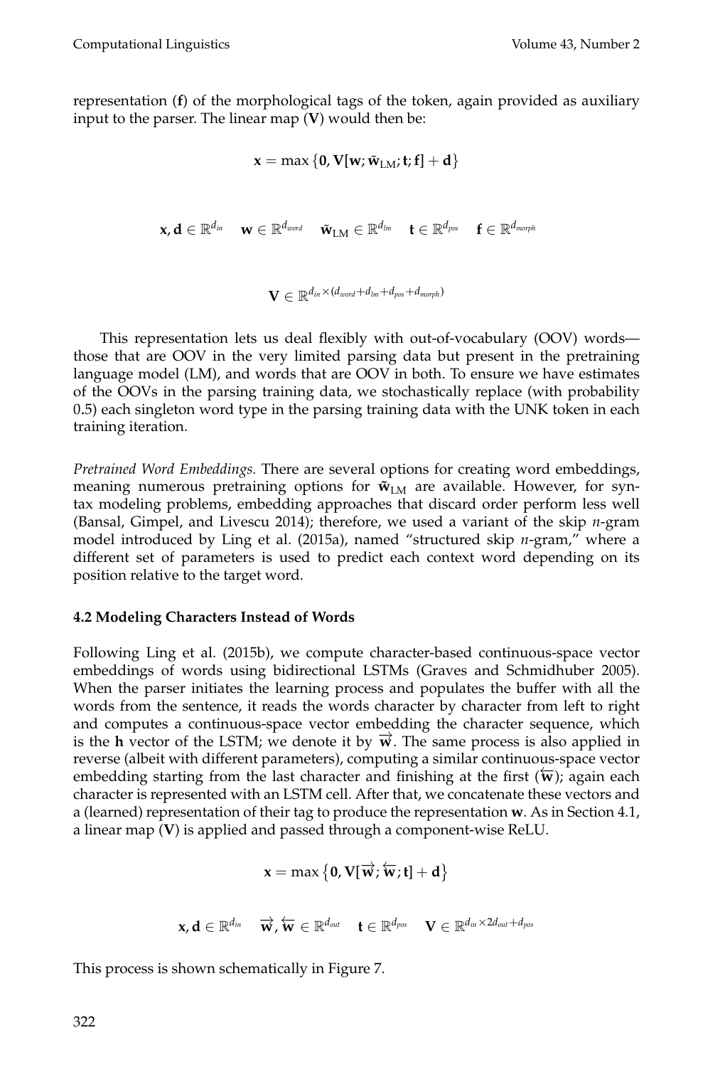representation (**f**) of the morphological tags of the token, again provided as auxiliary input to the parser. The linear map (**V**) would then be:

$$\mathbf{x} = \max\{\mathbf{0}, \mathbf{V}[\mathbf{w}; \tilde{\mathbf{w}}_{\text{LM}}; \mathbf{t}; \mathbf{f}] + \mathbf{d}\}$$

$$\mathbf{x}, \mathbf{d} \in \mathbb{R}^{d_{in}} \quad \mathbf{w} \in \mathbb{R}^{d_{word}} \quad \tilde{\mathbf{w}}_{\text{LM}} \in \mathbb{R}^{d_{lm}} \quad \mathbf{t} \in \mathbb{R}^{d_{pos}} \quad \mathbf{f} \in \mathbb{R}^{d_{morph}}$$

$$\mathbf{V} \in \mathbb{R}^{d_{in} \times (d_{word} + d_{lm} + d_{pos} + d_{morph})}$$

This representation lets us deal flexibly with out-of-vocabulary (OOV) words—those that are OOV in the very limited parsing data but present in the pretraining language model (LM), and words that are OOV in both. To ensure we have estimates of the OOVs in the parsing training data, we stochastically replace (with probability 0.5) each singleton word type in the parsing training data with the UNK token in each training iteration.

*Pretrained Word Embeddings.* There are several options for creating word embeddings, meaning numerous pretraining options for $\tilde{\mathbf{w}}_{\text{LM}}$ are available. However, for syntax modeling problems, embedding approaches that discard order perform less well (Bansal, Gimpel, and Livescu 2014); therefore, we used a variant of the skip *n*-gram model introduced by Ling et al. (2015a), named "structured skip *n*-gram," where a different set of parameters is used to predict each context word depending on its position relative to the target word.

### 4.2 Modeling Characters Instead of Words

Following Ling et al. (2015b), we compute character-based continuous-space vector embeddings of words using bidirectional LSTMs (Graves and Schmidhuber 2005). When the parser initiates the learning process and populates the buffer with all the words from the sentence, it reads the words character by character from left to right and computes a continuous-space vector embedding the character sequence, which is the **h** vector of the LSTM; we denote it by $\overrightarrow{\mathbf{w}}$. The same process is also applied in reverse (albeit with different parameters), computing a similar continuous-space vector embedding starting from the last character and finishing at the first ($\overleftarrow{\mathbf{w}}$); again each character is represented with an LSTM cell. After that, we concatenate these vectors and a (learned) representation of their tag to produce the representation **w**. As in Section 4.1, a linear map (**V**) is applied and passed through a component-wise ReLU.

$$\mathbf{x} = \max\{\mathbf{0}, \mathbf{V}[\overrightarrow{\mathbf{w}}; \overleftarrow{\mathbf{w}}; \mathbf{t}] + \mathbf{d}\}$$

$$\mathbf{x}, \mathbf{d} \in \mathbb{R}^{d_{in}} \quad \overrightarrow{\mathbf{w}}, \overleftarrow{\mathbf{w}} \in \mathbb{R}^{d_{out}} \quad \mathbf{t} \in \mathbb{R}^{d_{pos}} \quad \mathbf{V} \in \mathbb{R}^{d_{in} \times 2d_{out} + d_{pos}}$$

This process is shown schematically in Figure 7.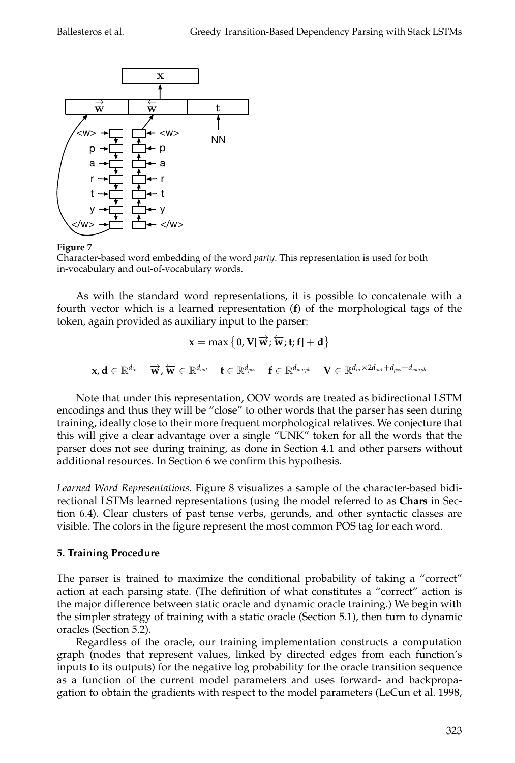**Figure 7**
Character-based word embedding of the word *party*. This representation is used for both in-vocabulary and out-of-vocabulary words.

As with the standard word representations, it is possible to concatenate with a fourth vector which is a learned representation (**f**) of the morphological tags of the token, again provided as auxiliary input to the parser:

$$\mathbf{x} = \max\left\{\mathbf{0}, \mathbf{V}[\overrightarrow{\mathbf{w}}; \overleftarrow{\mathbf{w}}; \mathbf{t}; \mathbf{f}] + \mathbf{d}\right\}$$

$$\mathbf{x}, \mathbf{d} \in \mathbb{R}^{d_{in}} \quad \overrightarrow{\mathbf{w}}, \overleftarrow{\mathbf{w}} \in \mathbb{R}^{d_{out}} \quad \mathbf{t} \in \mathbb{R}^{d_{pos}} \quad \mathbf{f} \in \mathbb{R}^{d_{morph}} \quad \mathbf{V} \in \mathbb{R}^{d_{in} \times 2d_{out} + d_{pos} + d_{morph}}$$

Note that under this representation, OOV words are treated as bidirectional LSTM encodings and thus they will be "close" to other words that the parser has seen during training, ideally close to their more frequent morphological relatives. We conjecture that this will give a clear advantage over a single "UNK" token for all the words that the parser does not see during training, as done in Section 4.1 and other parsers without additional resources. In Section 6 we confirm this hypothesis.

*Learned Word Representations.* Figure 8 visualizes a sample of the character-based bidirectional LSTMs learned representations (using the model referred to as **Chars** in Section 6.4). Clear clusters of past tense verbs, gerunds, and other syntactic classes are visible. The colors in the figure represent the most common POS tag for each word.

## 5. Training Procedure

The parser is trained to maximize the conditional probability of taking a "correct" action at each parsing state. (The definition of what constitutes a "correct" action is the major difference between static oracle and dynamic oracle training.) We begin with the simpler strategy of training with a static oracle (Section 5.1), then turn to dynamic oracles (Section 5.2).

Regardless of the oracle, our training implementation constructs a computation graph (nodes that represent values, linked by directed edges from each function's inputs to its outputs) for the negative log probability for the oracle transition sequence as a function of the current model parameters and uses forward- and backpropagation to obtain the gradients with respect to the model parameters (LeCun et al. 1998,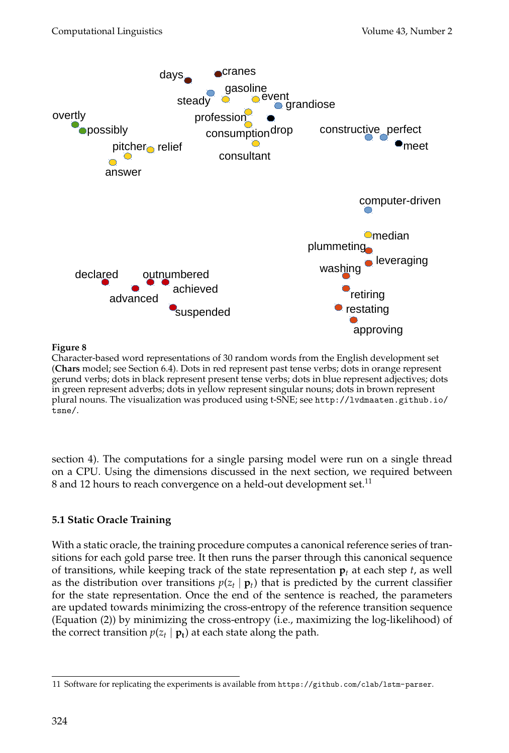**Figure 8**
Character-based word representations of 30 random words from the English development set (**Chars** model; see Section 6.4). Dots in red represent past tense verbs; dots in orange represent gerund verbs; dots in black represent present tense verbs; dots in blue represent adjectives; dots in green represent adverbs; dots in yellow represent singular nouns; dots in brown represent plural nouns. The visualization was produced using t-SNE; see `http://lvdmaaten.github.io/tsne/`.

section 4). The computations for a single parsing model were run on a single thread on a CPU. Using the dimensions discussed in the next section, we required between 8 and 12 hours to reach convergence on a held-out development set.[11]

### 5.1 Static Oracle Training

With a static oracle, the training procedure computes a canonical reference series of transitions for each gold parse tree. It then runs the parser through this canonical sequence of transitions, while keeping track of the state representation $\mathbf{p}_t$ at each step $t$, as well as the distribution over transitions $p(z_t \mid \mathbf{p}_t)$ that is predicted by the current classifier for the state representation. Once the end of the sentence is reached, the parameters are updated towards minimizing the cross-entropy of the reference transition sequence (Equation (2)) by minimizing the cross-entropy (i.e., maximizing the log-likelihood) of the correct transition $p(z_t \mid \mathbf{p_t})$ at each state along the path.

---

11 Software for replicating the experiments is available from `https://github.com/clab/lstm-parser`.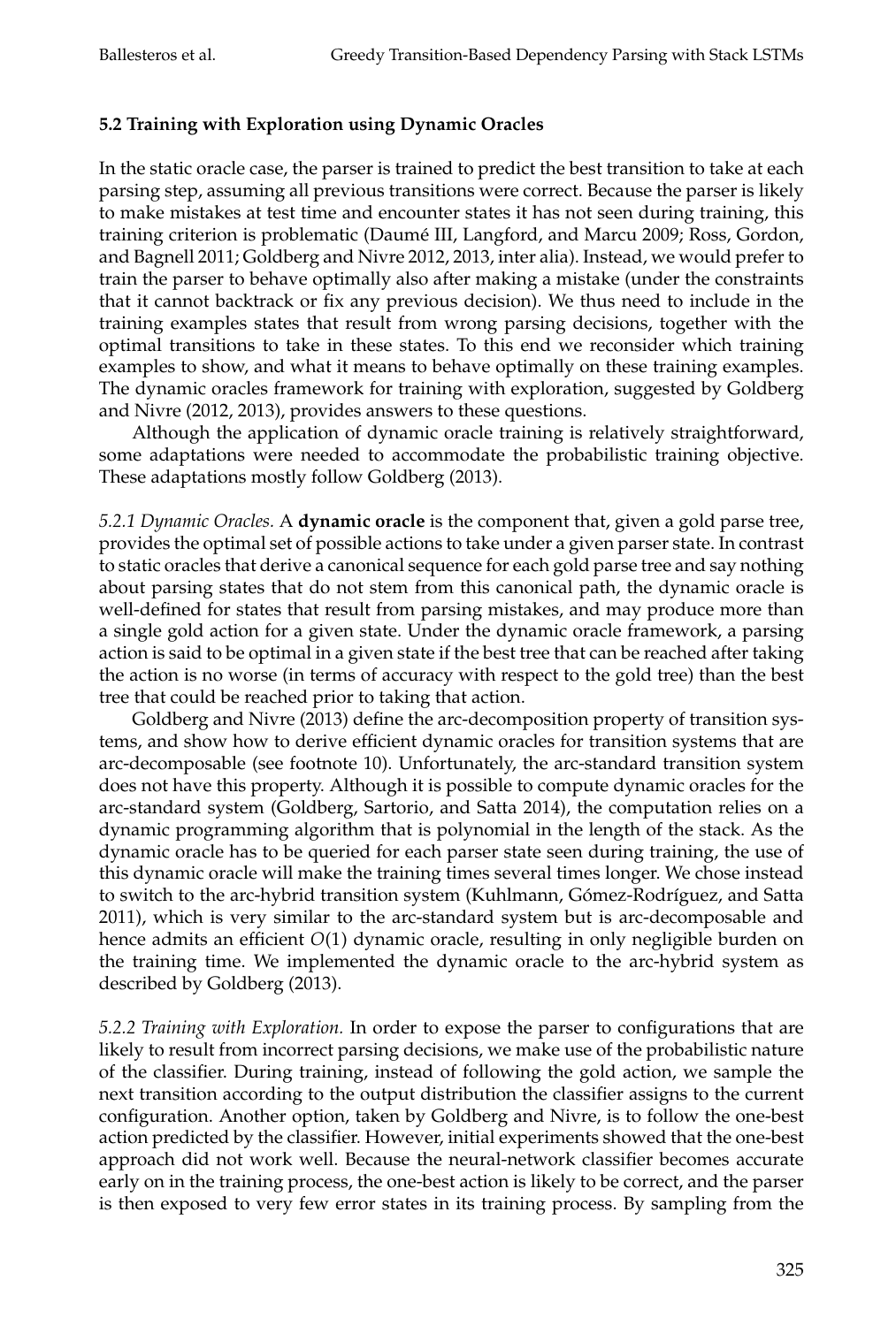### 5.2 Training with Exploration using Dynamic Oracles

In the static oracle case, the parser is trained to predict the best transition to take at each parsing step, assuming all previous transitions were correct. Because the parser is likely to make mistakes at test time and encounter states it has not seen during training, this training criterion is problematic (Daumé III, Langford, and Marcu 2009; Ross, Gordon, and Bagnell 2011; Goldberg and Nivre 2012, 2013, inter alia). Instead, we would prefer to train the parser to behave optimally also after making a mistake (under the constraints that it cannot backtrack or fix any previous decision). We thus need to include in the training examples states that result from wrong parsing decisions, together with the optimal transitions to take in these states. To this end we reconsider which training examples to show, and what it means to behave optimally on these training examples. The dynamic oracles framework for training with exploration, suggested by Goldberg and Nivre (2012, 2013), provides answers to these questions.

Although the application of dynamic oracle training is relatively straightforward, some adaptations were needed to accommodate the probabilistic training objective. These adaptations mostly follow Goldberg (2013).

*5.2.1 Dynamic Oracles.* A **dynamic oracle** is the component that, given a gold parse tree, provides the optimal set of possible actions to take under a given parser state. In contrast to static oracles that derive a canonical sequence for each gold parse tree and say nothing about parsing states that do not stem from this canonical path, the dynamic oracle is well-defined for states that result from parsing mistakes, and may produce more than a single gold action for a given state. Under the dynamic oracle framework, a parsing action is said to be optimal in a given state if the best tree that can be reached after taking the action is no worse (in terms of accuracy with respect to the gold tree) than the best tree that could be reached prior to taking that action.

Goldberg and Nivre (2013) define the arc-decomposition property of transition systems, and show how to derive efficient dynamic oracles for transition systems that are arc-decomposable (see footnote 10). Unfortunately, the arc-standard transition system does not have this property. Although it is possible to compute dynamic oracles for the arc-standard system (Goldberg, Sartorio, and Satta 2014), the computation relies on a dynamic programming algorithm that is polynomial in the length of the stack. As the dynamic oracle has to be queried for each parser state seen during training, the use of this dynamic oracle will make the training times several times longer. We chose instead to switch to the arc-hybrid transition system (Kuhlmann, Gómez-Rodríguez, and Satta 2011), which is very similar to the arc-standard system but is arc-decomposable and hence admits an efficient $O(1)$ dynamic oracle, resulting in only negligible burden on the training time. We implemented the dynamic oracle to the arc-hybrid system as described by Goldberg (2013).

*5.2.2 Training with Exploration.* In order to expose the parser to configurations that are likely to result from incorrect parsing decisions, we make use of the probabilistic nature of the classifier. During training, instead of following the gold action, we sample the next transition according to the output distribution the classifier assigns to the current configuration. Another option, taken by Goldberg and Nivre, is to follow the one-best action predicted by the classifier. However, initial experiments showed that the one-best approach did not work well. Because the neural-network classifier becomes accurate early on in the training process, the one-best action is likely to be correct, and the parser is then exposed to very few error states in its training process. By sampling from the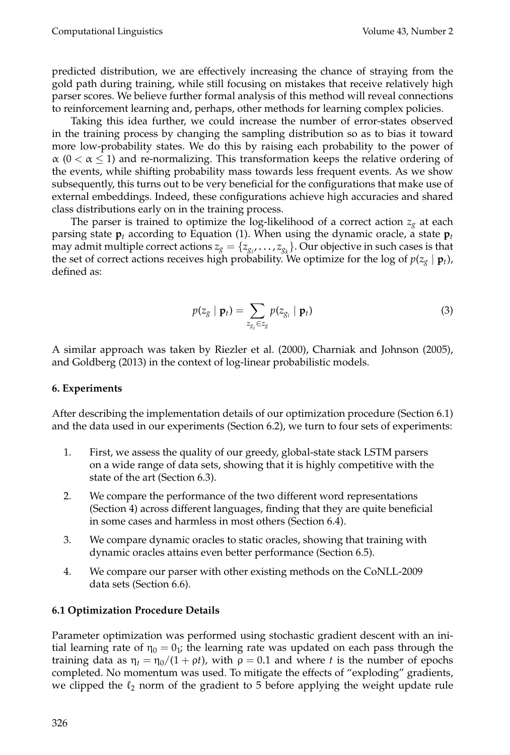predicted distribution, we are effectively increasing the chance of straying from the gold path during training, while still focusing on mistakes that receive relatively high parser scores. We believe further formal analysis of this method will reveal connections to reinforcement learning and, perhaps, other methods for learning complex policies.

Taking this idea further, we could increase the number of error-states observed in the training process by changing the sampling distribution so as to bias it toward more low-probability states. We do this by raising each probability to the power of $\alpha$ ($0 < \alpha \leq 1$) and re-normalizing. This transformation keeps the relative ordering of the events, while shifting probability mass towards less frequent events. As we show subsequently, this turns out to be very beneficial for the configurations that make use of external embeddings. Indeed, these configurations achieve high accuracies and shared class distributions early on in the training process.

The parser is trained to optimize the log-likelihood of a correct action $z_g$ at each parsing state $\mathbf{p}_t$ according to Equation (1). When using the dynamic oracle, a state $\mathbf{p}_t$ may admit multiple correct actions $z_g = \{z_{g_i}, \ldots, z_{g_k}\}$. Our objective in such cases is that the set of correct actions receives high probability. We optimize for the log of $p(z_g \mid \mathbf{p}_t)$, defined as:

$$p(z_g \mid \mathbf{p}_t) = \sum_{z_{g_i} \in z_g} p(z_{g_i} \mid \mathbf{p}_t) \tag{3}$$

A similar approach was taken by Riezler et al. (2000), Charniak and Johnson (2005), and Goldberg (2013) in the context of log-linear probabilistic models.

## 6. Experiments

After describing the implementation details of our optimization procedure (Section 6.1) and the data used in our experiments (Section 6.2), we turn to four sets of experiments:

1. First, we assess the quality of our greedy, global-state stack LSTM parsers on a wide range of data sets, showing that it is highly competitive with the state of the art (Section 6.3).
2. We compare the performance of the two different word representations (Section 4) across different languages, finding that they are quite beneficial in some cases and harmless in most others (Section 6.4).
3. We compare dynamic oracles to static oracles, showing that training with dynamic oracles attains even better performance (Section 6.5).
4. We compare our parser with other existing methods on the CoNLL-2009 data sets (Section 6.6).

### 6.1 Optimization Procedure Details

Parameter optimization was performed using stochastic gradient descent with an initial learning rate of $\eta_0 = 0_1$; the learning rate was updated on each pass through the training data as $\eta_t = \eta_0/(1 + \rho t)$, with $\rho = 0.1$ and where $t$ is the number of epochs completed. No momentum was used. To mitigate the effects of "exploding" gradients, we clipped the $\ell_2$ norm of the gradient to 5 before applying the weight update rule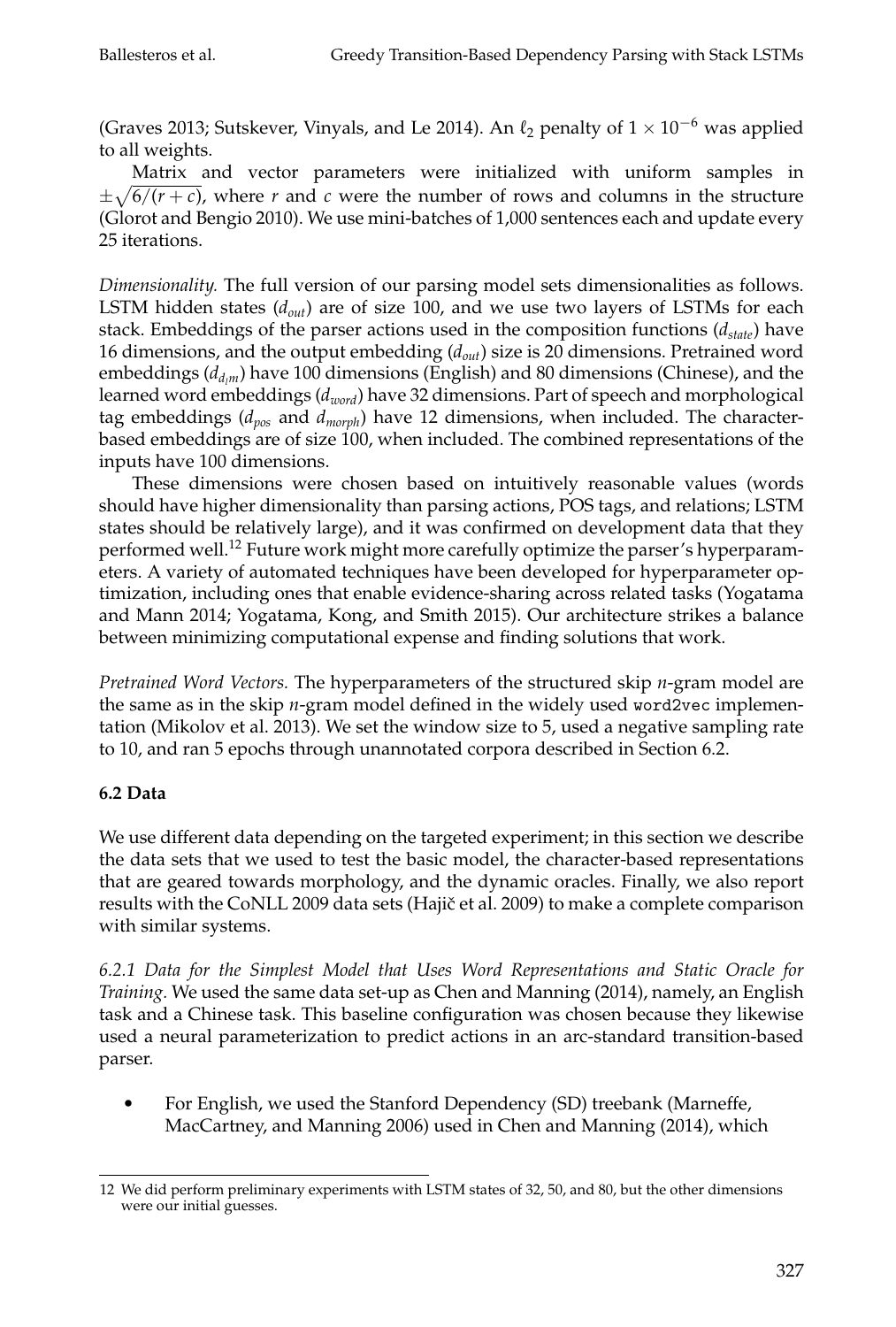(Graves 2013; Sutskever, Vinyals, and Le 2014). An $\ell_2$ penalty of $1 \times 10^{-6}$ was applied to all weights.

Matrix and vector parameters were initialized with uniform samples in $\pm\sqrt{6/(r+c)}$, where $r$ and $c$ were the number of rows and columns in the structure (Glorot and Bengio 2010). We use mini-batches of 1,000 sentences each and update every 25 iterations.

*Dimensionality.* The full version of our parsing model sets dimensionalities as follows. LSTM hidden states ($d_{out}$) are of size 100, and we use two layers of LSTMs for each stack. Embeddings of the parser actions used in the composition functions ($d_{state}$) have 16 dimensions, and the output embedding ($d_{out}$) size is 20 dimensions. Pretrained word embeddings ($d_{d_{lm}}$) have 100 dimensions (English) and 80 dimensions (Chinese), and the learned word embeddings ($d_{word}$) have 32 dimensions. Part of speech and morphological tag embeddings ($d_{pos}$ and $d_{morph}$) have 12 dimensions, when included. The character-based embeddings are of size 100, when included. The combined representations of the inputs have 100 dimensions.

These dimensions were chosen based on intuitively reasonable values (words should have higher dimensionality than parsing actions, POS tags, and relations; LSTM states should be relatively large), and it was confirmed on development data that they performed well.[12] Future work might more carefully optimize the parser's hyperparameters. A variety of automated techniques have been developed for hyperparameter optimization, including ones that enable evidence-sharing across related tasks (Yogatama and Mann 2014; Yogatama, Kong, and Smith 2015). Our architecture strikes a balance between minimizing computational expense and finding solutions that work.

*Pretrained Word Vectors.* The hyperparameters of the structured skip *n*-gram model are the same as in the skip *n*-gram model defined in the widely used `word2vec` implementation (Mikolov et al. 2013). We set the window size to 5, used a negative sampling rate to 10, and ran 5 epochs through unannotated corpora described in Section 6.2.

### 6.2 Data

We use different data depending on the targeted experiment; in this section we describe the data sets that we used to test the basic model, the character-based representations that are geared towards morphology, and the dynamic oracles. Finally, we also report results with the CoNLL 2009 data sets (Hajič et al. 2009) to make a complete comparison with similar systems.

*6.2.1 Data for the Simplest Model that Uses Word Representations and Static Oracle for Training.* We used the same data set-up as Chen and Manning (2014), namely, an English task and a Chinese task. This baseline configuration was chosen because they likewise used a neural parameterization to predict actions in an arc-standard transition-based parser.

- For English, we used the Stanford Dependency (SD) treebank (Marneffe, MacCartney, and Manning 2006) used in Chen and Manning (2014), which

---

12 We did perform preliminary experiments with LSTM states of 32, 50, and 80, but the other dimensions were our initial guesses.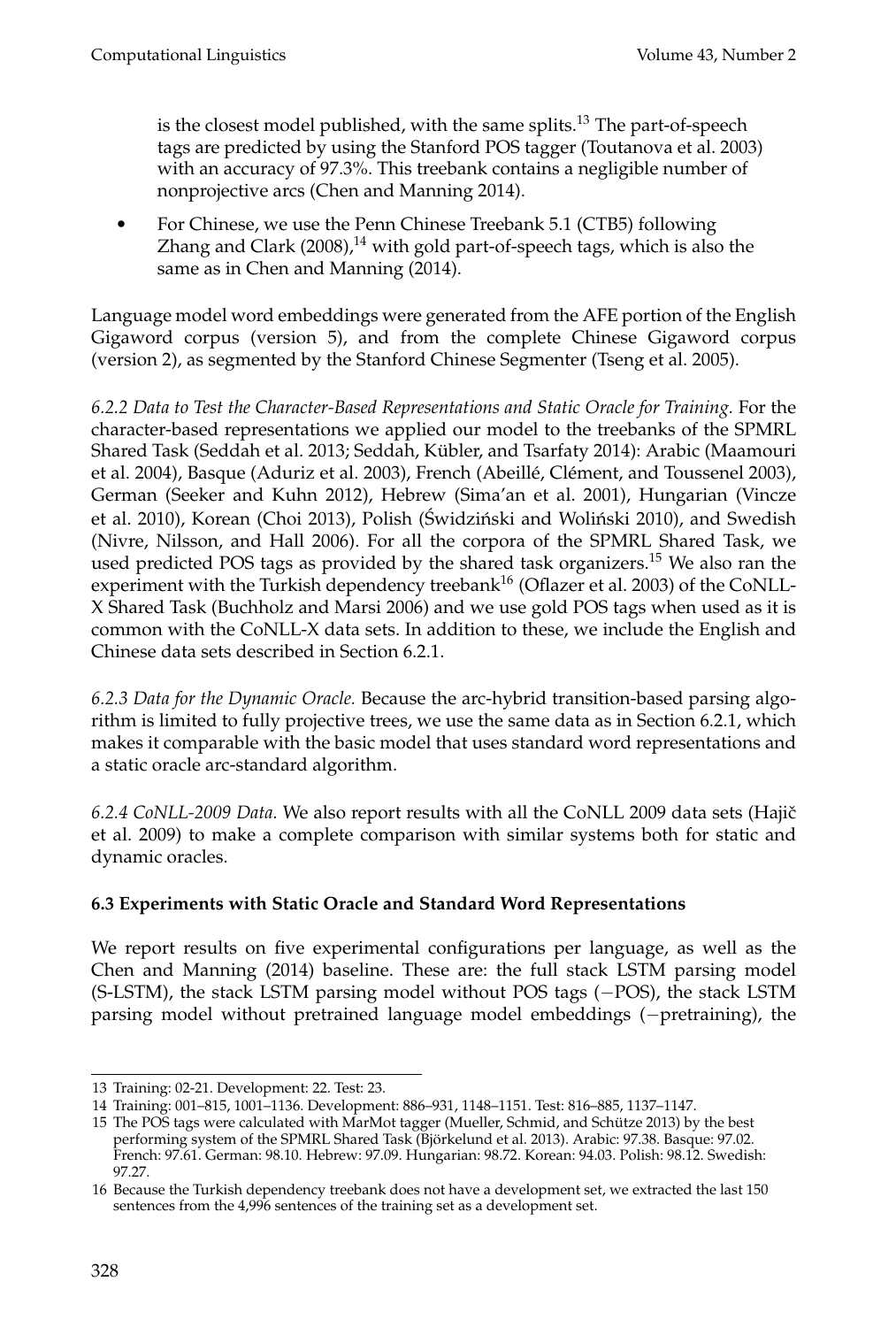is the closest model published, with the same splits.[13] The part-of-speech tags are predicted by using the Stanford POS tagger (Toutanova et al. 2003) with an accuracy of 97.3%. This treebank contains a negligible number of nonprojective arcs (Chen and Manning 2014).

- For Chinese, we use the Penn Chinese Treebank 5.1 (CTB5) following Zhang and Clark (2008),[14] with gold part-of-speech tags, which is also the same as in Chen and Manning (2014).

Language model word embeddings were generated from the AFE portion of the English Gigaword corpus (version 5), and from the complete Chinese Gigaword corpus (version 2), as segmented by the Stanford Chinese Segmenter (Tseng et al. 2005).

*6.2.2 Data to Test the Character-Based Representations and Static Oracle for Training.* For the character-based representations we applied our model to the treebanks of the SPMRL Shared Task (Seddah et al. 2013; Seddah, Kübler, and Tsarfaty 2014): Arabic (Maamouri et al. 2004), Basque (Aduriz et al. 2003), French (Abeillé, Clément, and Toussenel 2003), German (Seeker and Kuhn 2012), Hebrew (Sima'an et al. 2001), Hungarian (Vincze et al. 2010), Korean (Choi 2013), Polish (Świdziński and Woliński 2010), and Swedish (Nivre, Nilsson, and Hall 2006). For all the corpora of the SPMRL Shared Task, we used predicted POS tags as provided by the shared task organizers.[15] We also ran the experiment with the Turkish dependency treebank[16] (Oflazer et al. 2003) of the CoNLL-X Shared Task (Buchholz and Marsi 2006) and we use gold POS tags when used as it is common with the CoNLL-X data sets. In addition to these, we include the English and Chinese data sets described in Section 6.2.1.

*6.2.3 Data for the Dynamic Oracle.* Because the arc-hybrid transition-based parsing algorithm is limited to fully projective trees, we use the same data as in Section 6.2.1, which makes it comparable with the basic model that uses standard word representations and a static oracle arc-standard algorithm.

*6.2.4 CoNLL-2009 Data.* We also report results with all the CoNLL 2009 data sets (Hajič et al. 2009) to make a complete comparison with similar systems both for static and dynamic oracles.

### 6.3 Experiments with Static Oracle and Standard Word Representations

We report results on five experimental configurations per language, as well as the Chen and Manning (2014) baseline. These are: the full stack LSTM parsing model (S-LSTM), the stack LSTM parsing model without POS tags (−POS), the stack LSTM parsing model without pretrained language model embeddings (−pretraining), the

---

13 Training: 02-21. Development: 22. Test: 23.

14 Training: 001–815, 1001–1136. Development: 886–931, 1148–1151. Test: 816–885, 1137–1147.

15 The POS tags were calculated with MarMot tagger (Mueller, Schmid, and Schütze 2013) by the best performing system of the SPMRL Shared Task (Björkelund et al. 2013). Arabic: 97.38. Basque: 97.02. French: 97.61. German: 98.10. Hebrew: 97.09. Hungarian: 98.72. Korean: 94.03. Polish: 98.12. Swedish: 97.27.

16 Because the Turkish dependency treebank does not have a development set, we extracted the last 150 sentences from the 4,996 sentences of the training set as a development set.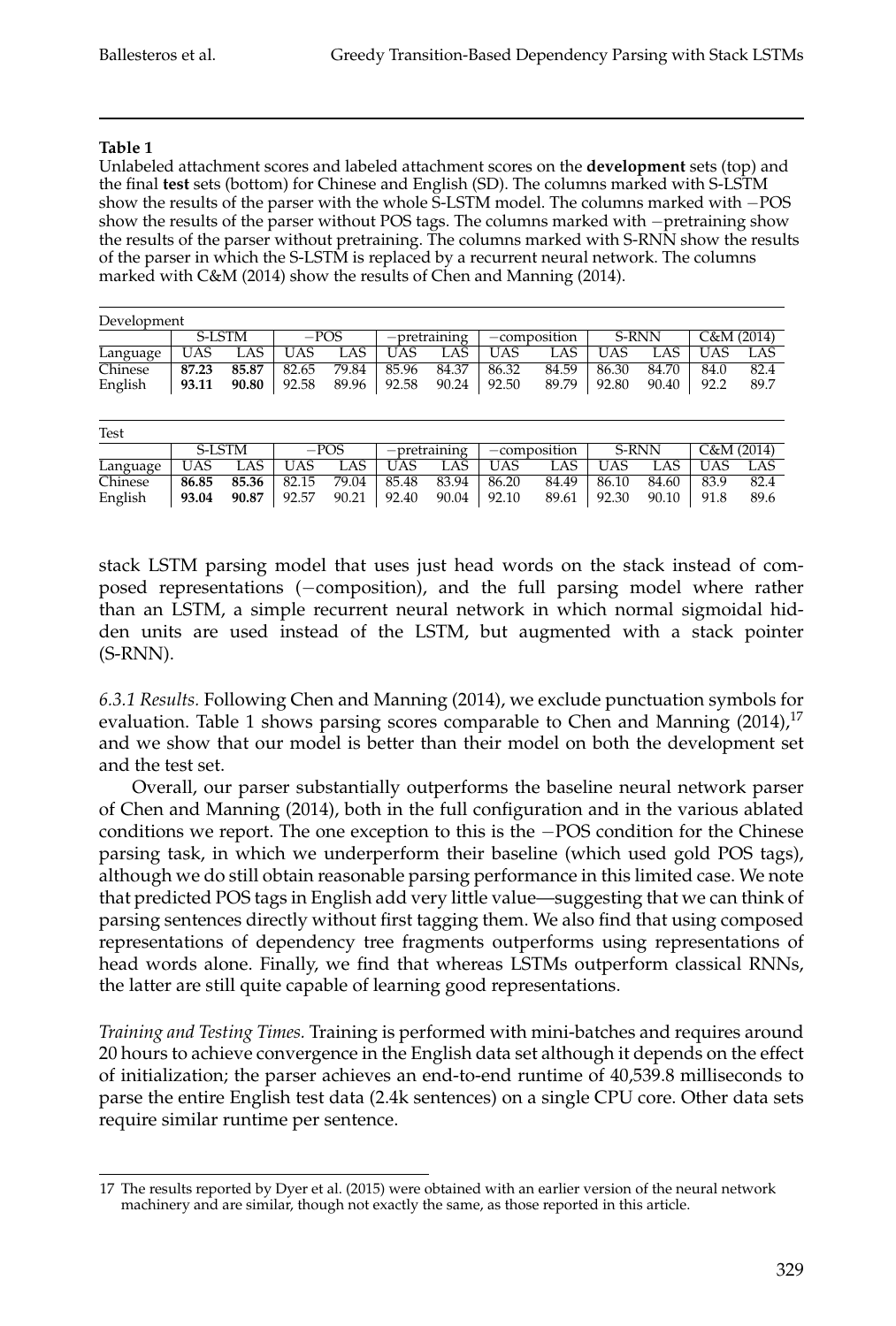**Table 1**

Unlabeled attachment scores and labeled attachment scores on the **development** sets (top) and the final **test** sets (bottom) for Chinese and English (SD). The columns marked with S-LSTM show the results of the parser with the whole S-LSTM model. The columns marked with −POS show the results of the parser without POS tags. The columns marked with −pretraining show the results of the parser without pretraining. The columns marked with S-RNN show the results of the parser in which the S-LSTM is replaced by a recurrent neural network. The columns marked with C&M (2014) show the results of Chen and Manning (2014).

Development

| | S-LSTM | | −POS | | −pretraining | | −composition | | S-RNN | | C&M (2014) | |
|---|---|---|---|---|---|---|---|---|---|---|---|---|
| Language | UAS | LAS | UAS | LAS | UAS | LAS | UAS | LAS | UAS | LAS | UAS | LAS |
| Chinese | **87.23** | **85.87** | 82.65 | 79.84 | 85.96 | 84.37 | 86.32 | 84.59 | 86.30 | 84.70 | 84.0 | 82.4 |
| English | **93.11** | **90.80** | 92.58 | 89.96 | 92.58 | 90.24 | 92.50 | 89.79 | 92.80 | 90.40 | 92.2 | 89.7 |

Test

| | S-LSTM | | −POS | | −pretraining | | −composition | | S-RNN | | C&M (2014) | |
|---|---|---|---|---|---|---|---|---|---|---|---|---|
| Language | UAS | LAS | UAS | LAS | UAS | LAS | UAS | LAS | UAS | LAS | UAS | LAS |
| Chinese | **86.85** | **85.36** | 82.15 | 79.04 | 85.48 | 83.94 | 86.20 | 84.49 | 86.10 | 84.60 | 83.9 | 82.4 |
| English | **93.04** | **90.87** | 92.57 | 90.21 | 92.40 | 90.04 | 92.10 | 89.61 | 92.30 | 90.10 | 91.8 | 89.6 |

stack LSTM parsing model that uses just head words on the stack instead of composed representations (−composition), and the full parsing model where rather than an LSTM, a simple recurrent neural network in which normal sigmoidal hidden units are used instead of the LSTM, but augmented with a stack pointer (S-RNN).

*6.3.1 Results.* Following Chen and Manning (2014), we exclude punctuation symbols for evaluation. Table 1 shows parsing scores comparable to Chen and Manning (2014),[17] and we show that our model is better than their model on both the development set and the test set.

Overall, our parser substantially outperforms the baseline neural network parser of Chen and Manning (2014), both in the full configuration and in the various ablated conditions we report. The one exception to this is the −POS condition for the Chinese parsing task, in which we underperform their baseline (which used gold POS tags), although we do still obtain reasonable parsing performance in this limited case. We note that predicted POS tags in English add very little value—suggesting that we can think of parsing sentences directly without first tagging them. We also find that using composed representations of dependency tree fragments outperforms using representations of head words alone. Finally, we find that whereas LSTMs outperform classical RNNs, the latter are still quite capable of learning good representations.

*Training and Testing Times.* Training is performed with mini-batches and requires around 20 hours to achieve convergence in the English data set although it depends on the effect of initialization; the parser achieves an end-to-end runtime of 40,539.8 milliseconds to parse the entire English test data (2.4k sentences) on a single CPU core. Other data sets require similar runtime per sentence.

17 The results reported by Dyer et al. (2015) were obtained with an earlier version of the neural network machinery and are similar, though not exactly the same, as those reported in this article.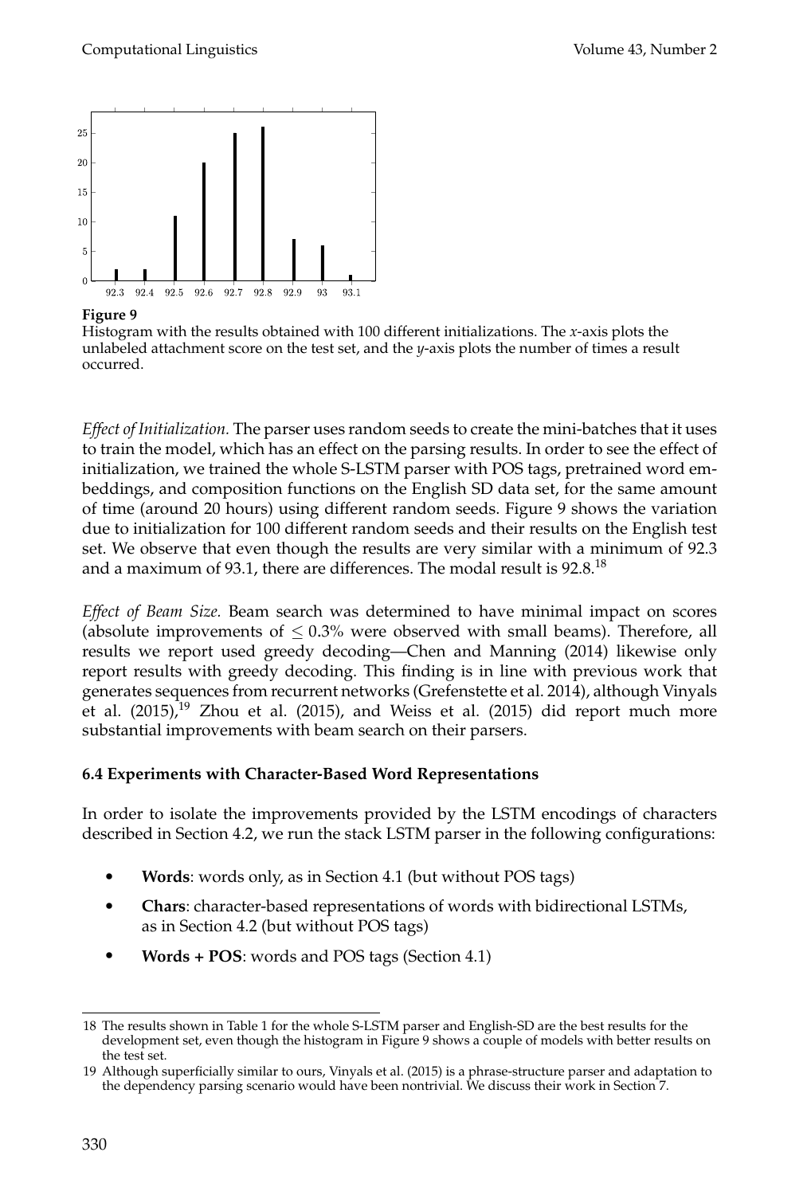**Figure 9**
Histogram with the results obtained with 100 different initializations. The *x*-axis plots the unlabeled attachment score on the test set, and the *y*-axis plots the number of times a result occurred.

*Effect of Initialization.* The parser uses random seeds to create the mini-batches that it uses to train the model, which has an effect on the parsing results. In order to see the effect of initialization, we trained the whole S-LSTM parser with POS tags, pretrained word embeddings, and composition functions on the English SD data set, for the same amount of time (around 20 hours) using different random seeds. Figure 9 shows the variation due to initialization for 100 different random seeds and their results on the English test set. We observe that even though the results are very similar with a minimum of 92.3 and a maximum of 93.1, there are differences. The modal result is 92.8.[18]

*Effect of Beam Size.* Beam search was determined to have minimal impact on scores (absolute improvements of $\leq 0.3\%$ were observed with small beams). Therefore, all results we report used greedy decoding—Chen and Manning (2014) likewise only report results with greedy decoding. This finding is in line with previous work that generates sequences from recurrent networks (Grefenstette et al. 2014), although Vinyals et al. (2015),[19] Zhou et al. (2015), and Weiss et al. (2015) did report much more substantial improvements with beam search on their parsers.

### 6.4 Experiments with Character-Based Word Representations

In order to isolate the improvements provided by the LSTM encodings of characters described in Section 4.2, we run the stack LSTM parser in the following configurations:

- **Words**: words only, as in Section 4.1 (but without POS tags)
- **Chars**: character-based representations of words with bidirectional LSTMs, as in Section 4.2 (but without POS tags)
- **Words + POS**: words and POS tags (Section 4.1)

---

18 The results shown in Table 1 for the whole S-LSTM parser and English-SD are the best results for the development set, even though the histogram in Figure 9 shows a couple of models with better results on the test set.

19 Although superficially similar to ours, Vinyals et al. (2015) is a phrase-structure parser and adaptation to the dependency parsing scenario would have been nontrivial. We discuss their work in Section 7.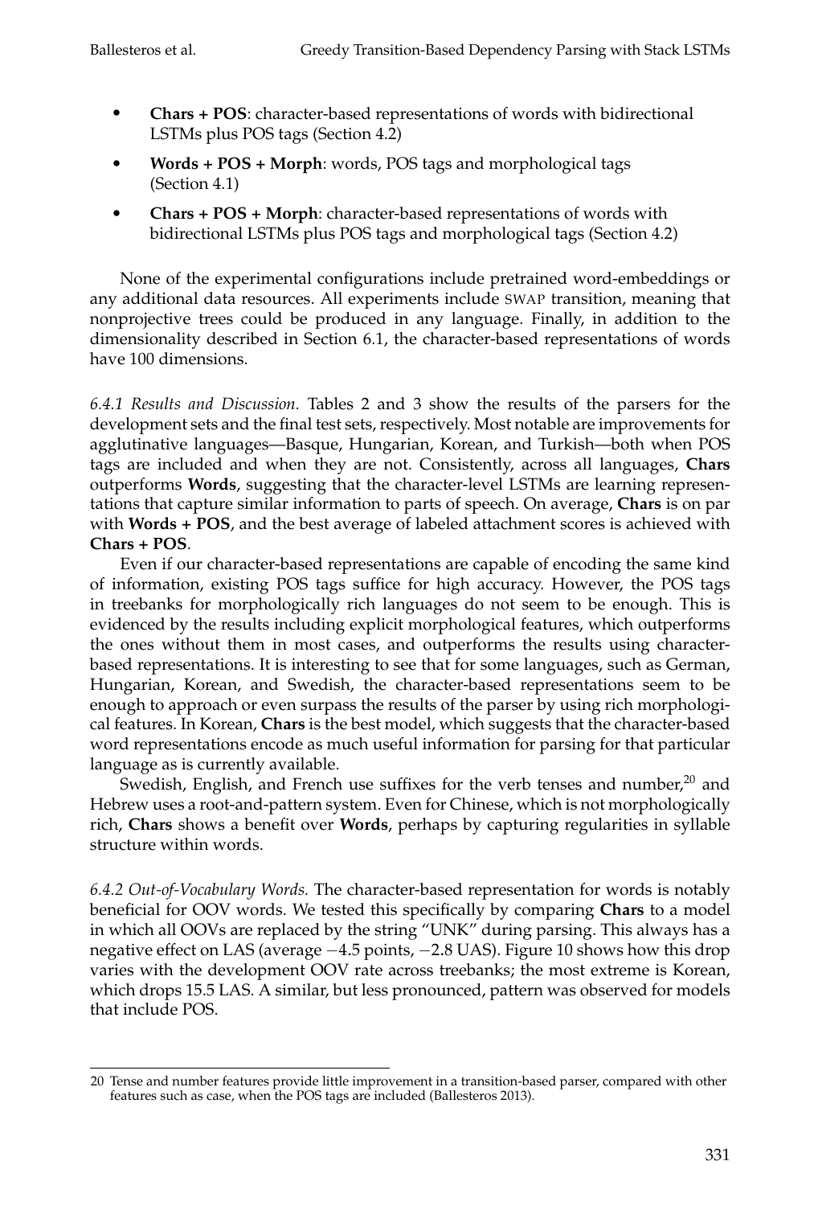- **Chars + POS**: character-based representations of words with bidirectional LSTMs plus POS tags (Section 4.2)
- **Words + POS + Morph**: words, POS tags and morphological tags (Section 4.1)
- **Chars + POS + Morph**: character-based representations of words with bidirectional LSTMs plus POS tags and morphological tags (Section 4.2)

None of the experimental configurations include pretrained word-embeddings or any additional data resources. All experiments include SWAP transition, meaning that nonprojective trees could be produced in any language. Finally, in addition to the dimensionality described in Section 6.1, the character-based representations of words have 100 dimensions.

*6.4.1 Results and Discussion.* Tables 2 and 3 show the results of the parsers for the development sets and the final test sets, respectively. Most notable are improvements for agglutinative languages—Basque, Hungarian, Korean, and Turkish—both when POS tags are included and when they are not. Consistently, across all languages, **Chars** outperforms **Words**, suggesting that the character-level LSTMs are learning representations that capture similar information to parts of speech. On average, **Chars** is on par with **Words + POS**, and the best average of labeled attachment scores is achieved with **Chars + POS**.

Even if our character-based representations are capable of encoding the same kind of information, existing POS tags suffice for high accuracy. However, the POS tags in treebanks for morphologically rich languages do not seem to be enough. This is evidenced by the results including explicit morphological features, which outperforms the ones without them in most cases, and outperforms the results using character-based representations. It is interesting to see that for some languages, such as German, Hungarian, Korean, and Swedish, the character-based representations seem to be enough to approach or even surpass the results of the parser by using rich morphological features. In Korean, **Chars** is the best model, which suggests that the character-based word representations encode as much useful information for parsing for that particular language as is currently available.

Swedish, English, and French use suffixes for the verb tenses and number,[20] and Hebrew uses a root-and-pattern system. Even for Chinese, which is not morphologically rich, **Chars** shows a benefit over **Words**, perhaps by capturing regularities in syllable structure within words.

*6.4.2 Out-of-Vocabulary Words.* The character-based representation for words is notably beneficial for OOV words. We tested this specifically by comparing **Chars** to a model in which all OOVs are replaced by the string "UNK" during parsing. This always has a negative effect on LAS (average −4.5 points, −2.8 UAS). Figure 10 shows how this drop varies with the development OOV rate across treebanks; the most extreme is Korean, which drops 15.5 LAS. A similar, but less pronounced, pattern was observed for models that include POS.

[20] Tense and number features provide little improvement in a transition-based parser, compared with other features such as case, when the POS tags are included (Ballesteros 2013).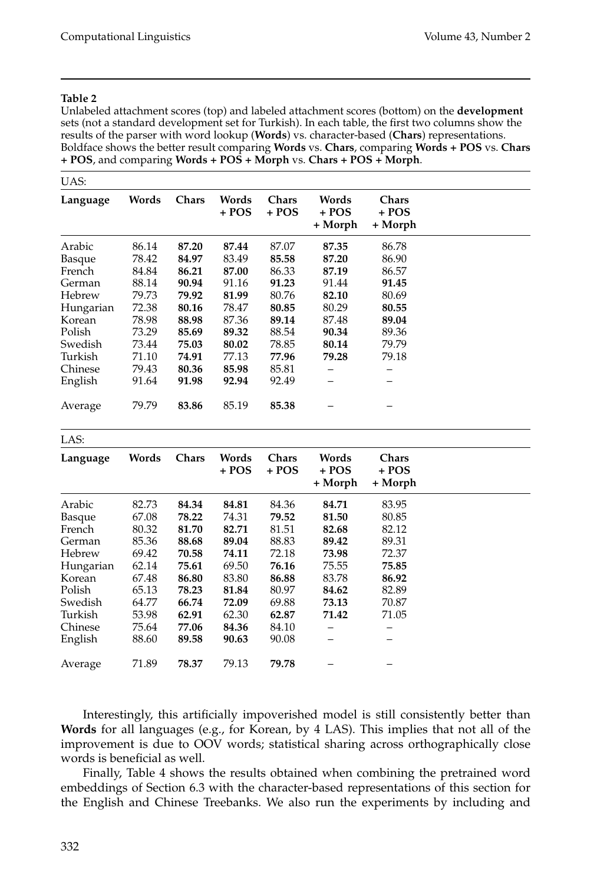**Table 2**

Unlabeled attachment scores (top) and labeled attachment scores (bottom) on the **development** sets (not a standard development set for Turkish). In each table, the first two columns show the results of the parser with word lookup (**Words**) vs. character-based (**Chars**) representations. Boldface shows the better result comparing **Words** vs. **Chars**, comparing **Words + POS** vs. **Chars + POS**, and comparing **Words + POS + Morph** vs. **Chars + POS + Morph**.

UAS:

| Language | Words | Chars | Words + POS | Chars + POS | Words + POS + Morph | Chars + POS + Morph |
|---|---|---|---|---|---|---|
| Arabic | 86.14 | **87.20** | **87.44** | 87.07 | **87.35** | 86.78 |
| Basque | 78.42 | **84.97** | 83.49 | **85.58** | **87.20** | 86.90 |
| French | 84.84 | **86.21** | **87.00** | 86.33 | **87.19** | 86.57 |
| German | 88.14 | **90.94** | 91.16 | **91.23** | 91.44 | **91.45** |
| Hebrew | 79.73 | **79.92** | **81.99** | 80.76 | **82.10** | 80.69 |
| Hungarian | 72.38 | **80.16** | 78.47 | **80.85** | 80.29 | **80.55** |
| Korean | 78.98 | **88.98** | 87.36 | **89.14** | 87.48 | **89.04** |
| Polish | 73.29 | **85.69** | **89.32** | 88.54 | **90.34** | 89.36 |
| Swedish | 73.44 | **75.03** | **80.02** | 78.85 | **80.14** | 79.79 |
| Turkish | 71.10 | **74.91** | 77.13 | **77.96** | **79.28** | 79.18 |
| Chinese | 79.43 | **80.36** | **85.98** | 85.81 | – | – |
| English | 91.64 | **91.98** | **92.94** | 92.49 | – | – |
| Average | 79.79 | **83.86** | 85.19 | **85.38** | – | – |

LAS:

| Language | Words | Chars | Words + POS | Chars + POS | Words + POS + Morph | Chars + POS + Morph |
|---|---|---|---|---|---|---|
| Arabic | 82.73 | **84.34** | **84.81** | 84.36 | **84.71** | 83.95 |
| Basque | 67.08 | **78.22** | 74.31 | **79.52** | **81.50** | 80.85 |
| French | 80.32 | **81.70** | **82.71** | 81.51 | **82.68** | 82.12 |
| German | 85.36 | **88.68** | **89.04** | 88.83 | **89.42** | 89.31 |
| Hebrew | 69.42 | **70.58** | **74.11** | 72.18 | **73.98** | 72.37 |
| Hungarian | 62.14 | **75.61** | 69.50 | **76.16** | 75.55 | **75.85** |
| Korean | 67.48 | **86.80** | 83.80 | **86.88** | 83.78 | **86.92** |
| Polish | 65.13 | **78.23** | **81.84** | 80.97 | **84.62** | 82.89 |
| Swedish | 64.77 | **66.74** | **72.09** | 69.88 | **73.13** | 70.87 |
| Turkish | 53.98 | **62.91** | 62.30 | **62.87** | **71.42** | 71.05 |
| Chinese | 75.64 | **77.06** | **84.36** | 84.10 | – | – |
| English | 88.60 | **89.58** | **90.63** | 90.08 | – | – |
| Average | 71.89 | **78.37** | 79.13 | **79.78** | – | – |

Interestingly, this artificially impoverished model is still consistently better than **Words** for all languages (e.g., for Korean, by 4 LAS). This implies that not all of the improvement is due to OOV words; statistical sharing across orthographically close words is beneficial as well.

Finally, Table 4 shows the results obtained when combining the pretrained word embeddings of Section 6.3 with the character-based representations of this section for the English and Chinese Treebanks. We also run the experiments by including and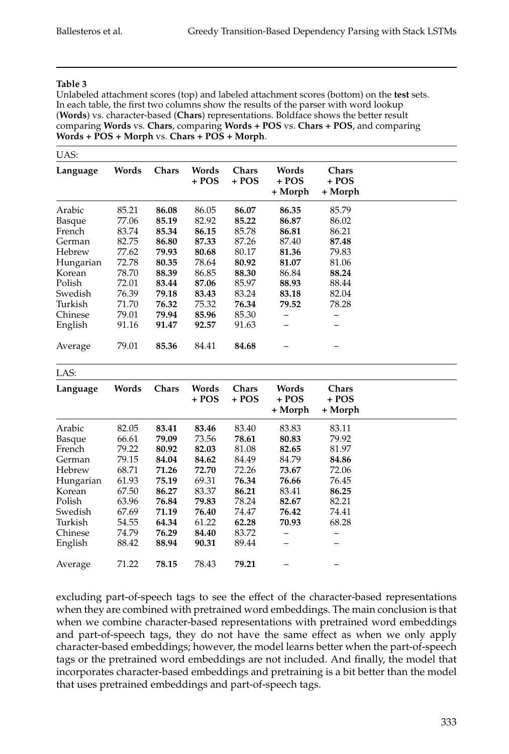**Table 3**

Unlabeled attachment scores (top) and labeled attachment scores (bottom) on the **test** sets. In each table, the first two columns show the results of the parser with word lookup (**Words**) vs. character-based (**Chars**) representations. Boldface shows the better result comparing **Words** vs. **Chars**, comparing **Words + POS** vs. **Chars + POS**, and comparing **Words + POS + Morph** vs. **Chars + POS + Morph**.

UAS:

| Language | Words | Chars | Words + POS | Chars + POS | Words + POS + Morph | Chars + POS + Morph |
|---|---|---|---|---|---|---|
| Arabic | 85.21 | **86.08** | 86.05 | **86.07** | **86.35** | 85.79 |
| Basque | 77.06 | **85.19** | 82.92 | **85.22** | **86.87** | 86.02 |
| French | 83.74 | **85.34** | **86.15** | 85.78 | **86.81** | 86.21 |
| German | 82.75 | **86.80** | **87.33** | 87.26 | 87.40 | **87.48** |
| Hebrew | 77.62 | **79.93** | **80.68** | 80.17 | **81.36** | 79.83 |
| Hungarian | 72.78 | **80.35** | 78.64 | **80.92** | **81.07** | 81.06 |
| Korean | 78.70 | **88.39** | 86.85 | **88.30** | 86.84 | **88.24** |
| Polish | 72.01 | **83.44** | **87.06** | 85.97 | **88.93** | 88.44 |
| Swedish | 76.39 | **79.18** | **83.43** | 83.24 | **83.18** | 82.04 |
| Turkish | 71.70 | **76.32** | 75.32 | **76.34** | **79.52** | 78.28 |
| Chinese | 79.01 | **79.94** | **85.96** | 85.30 | – | – |
| English | 91.16 | **91.47** | **92.57** | 91.63 | – | – |
| Average | 79.01 | **85.36** | 84.41 | **84.68** | – | – |

LAS:

| Language | Words | Chars | Words + POS | Chars + POS | Words + POS + Morph | Chars + POS + Morph |
|---|---|---|---|---|---|---|
| Arabic | 82.05 | **83.41** | **83.46** | 83.40 | **83.83** | 83.11 |
| Basque | 66.61 | **79.09** | 73.56 | **78.61** | **80.83** | 79.92 |
| French | 79.22 | **80.92** | **82.03** | 81.08 | **82.65** | 81.97 |
| German | 79.15 | **84.04** | **84.62** | 84.49 | 84.79 | **84.86** |
| Hebrew | 68.71 | **71.26** | **72.70** | 72.26 | **73.67** | 72.06 |
| Hungarian | 61.93 | **75.19** | 69.31 | **76.34** | **76.66** | 76.45 |
| Korean | 67.50 | **86.27** | 83.37 | **86.21** | 83.41 | **86.25** |
| Polish | 63.96 | **76.84** | **79.83** | 78.24 | **82.67** | 82.21 |
| Swedish | 67.69 | **71.19** | **76.40** | 74.47 | **76.42** | 74.41 |
| Turkish | 54.55 | **64.34** | 61.22 | **62.28** | **70.93** | 68.28 |
| Chinese | 74.79 | **76.29** | **84.40** | 83.72 | – | – |
| English | 88.42 | **88.94** | **90.31** | 89.44 | – | – |
| Average | 71.22 | **78.15** | 78.43 | **79.21** | – | – |

excluding part-of-speech tags to see the effect of the character-based representations when they are combined with pretrained word embeddings. The main conclusion is that when we combine character-based representations with pretrained word embeddings and part-of-speech tags, they do not have the same effect as when we only apply character-based embeddings; however, the model learns better when the part-of-speech tags or the pretrained word embeddings are not included. And finally, the model that incorporates character-based embeddings and pretraining is a bit better than the model that uses pretrained embeddings and part-of-speech tags.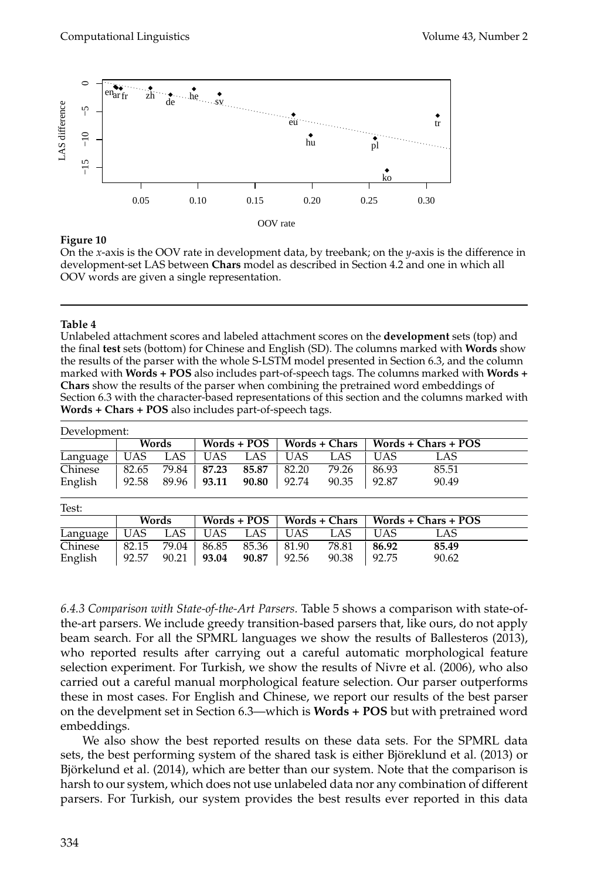**Figure 10**
On the *x*-axis is the OOV rate in development data, by treebank; on the *y*-axis is the difference in development-set LAS between **Chars** model as described in Section 4.2 and one in which all OOV words are given a single representation.

**Table 4**
Unlabeled attachment scores and labeled attachment scores on the **development** sets (top) and the final **test** sets (bottom) for Chinese and English (SD). The columns marked with **Words** show the results of the parser with the whole S-LSTM model presented in Section 6.3, and the column marked with **Words + POS** also includes part-of-speech tags. The columns marked with **Words + Chars** show the results of the parser when combining the pretrained word embeddings of Section 6.3 with the character-based representations of this section and the columns marked with **Words + Chars + POS** also includes part-of-speech tags.

Development:

| | Words | | Words + POS | | Words + Chars | | Words + Chars + POS | |
|---|---|---|---|---|---|---|---|---|
| Language | UAS | LAS | UAS | LAS | UAS | LAS | UAS | LAS |
| Chinese | 82.65 | 79.84 | **87.23** | **85.87** | 82.20 | 79.26 | 86.93 | 85.51 |
| English | 92.58 | 89.96 | **93.11** | **90.80** | 92.74 | 90.35 | 92.87 | 90.49 |

Test:

| | Words | | Words + POS | | Words + Chars | | Words + Chars + POS | |
|---|---|---|---|---|---|---|---|---|
| Language | UAS | LAS | UAS | LAS | UAS | LAS | UAS | LAS |
| Chinese | 82.15 | 79.04 | 86.85 | 85.36 | 81.90 | 78.81 | **86.92** | **85.49** |
| English | 92.57 | 90.21 | **93.04** | **90.87** | 92.56 | 90.38 | 92.75 | 90.62 |

*6.4.3 Comparison with State-of-the-Art Parsers.* Table 5 shows a comparison with state-of-the-art parsers. We include greedy transition-based parsers that, like ours, do not apply beam search. For all the SPMRL languages we show the results of Ballesteros (2013), who reported results after carrying out a careful automatic morphological feature selection experiment. For Turkish, we show the results of Nivre et al. (2006), who also carried out a careful manual morphological feature selection. Our parser outperforms these in most cases. For English and Chinese, we report our results of the best parser on the develpment set in Section 6.3—which is **Words + POS** but with pretrained word embeddings.

We also show the best reported results on these data sets. For the SPMRL data sets, the best performing system of the shared task is either Björeklund et al. (2013) or Björkelund et al. (2014), which are better than our system. Note that the comparison is harsh to our system, which does not use unlabeled data nor any combination of different parsers. For Turkish, our system provides the best results ever reported in this data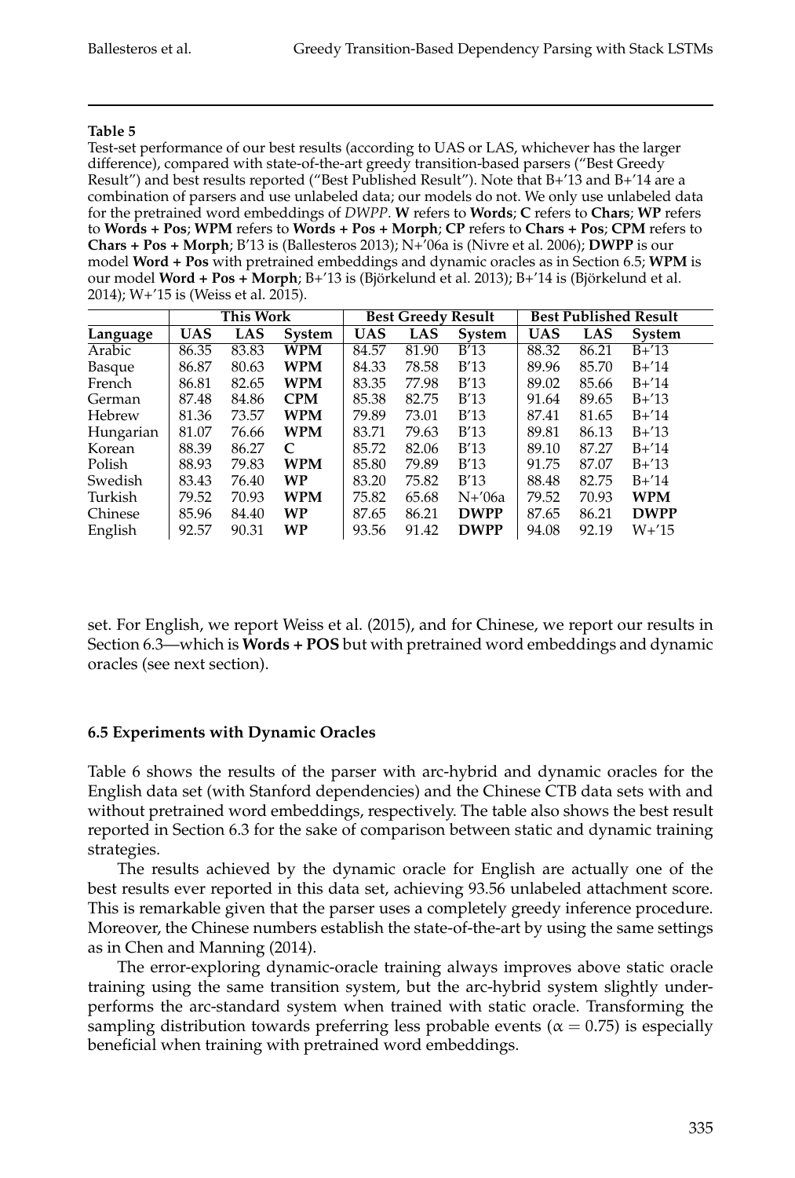**Table 5**

Test-set performance of our best results (according to UAS or LAS, whichever has the larger difference), compared with state-of-the-art greedy transition-based parsers ("Best Greedy Result") and best results reported ("Best Published Result"). Note that B+'13 and B+'14 are a combination of parsers and use unlabeled data; our models do not. We only use unlabeled data for the pretrained word embeddings of *DWPP*. **W** refers to **Words**; **C** refers to **Chars**; **WP** refers to **Words + Pos**; **WPM** refers to **Words + Pos + Morph**; **CP** refers to **Chars + Pos**; **CPM** refers to **Chars + Pos + Morph**; B'13 is (Ballesteros 2013); N+'06a is (Nivre et al. 2006); **DWPP** is our model **Word + Pos** with pretrained embeddings and dynamic oracles as in Section 6.5; **WPM** is our model **Word + Pos + Morph**; B+'13 is (Björkelund et al. 2013); B+'14 is (Björkelund et al. 2014); W+'15 is (Weiss et al. 2015).

| | This Work | | | Best Greedy Result | | | Best Published Result | | |
|---|---|---|---|---|---|---|---|---|---|
| **Language** | **UAS** | **LAS** | **System** | **UAS** | **LAS** | **System** | **UAS** | **LAS** | **System** |
| Arabic | 86.35 | 83.83 | **WPM** | 84.57 | 81.90 | B'13 | 88.32 | 86.21 | B+'13 |
| Basque | 86.87 | 80.63 | **WPM** | 84.33 | 78.58 | B'13 | 89.96 | 85.70 | B+'14 |
| French | 86.81 | 82.65 | **WPM** | 83.35 | 77.98 | B'13 | 89.02 | 85.66 | B+'14 |
| German | 87.48 | 84.86 | **CPM** | 85.38 | 82.75 | B'13 | 91.64 | 89.65 | B+'13 |
| Hebrew | 81.36 | 73.57 | **WPM** | 79.89 | 73.01 | B'13 | 87.41 | 81.65 | B+'14 |
| Hungarian | 81.07 | 76.66 | **WPM** | 83.71 | 79.63 | B'13 | 89.81 | 86.13 | B+'13 |
| Korean | 88.39 | 86.27 | **C** | 85.72 | 82.06 | B'13 | 89.10 | 87.27 | B+'14 |
| Polish | 88.93 | 79.83 | **WPM** | 85.80 | 79.89 | B'13 | 91.75 | 87.07 | B+'13 |
| Swedish | 83.43 | 76.40 | **WP** | 83.20 | 75.82 | B'13 | 88.48 | 82.75 | B+'14 |
| Turkish | 79.52 | 70.93 | **WPM** | 75.82 | 65.68 | N+'06a | 79.52 | 70.93 | **WPM** |
| Chinese | 85.96 | 84.40 | **WP** | 87.65 | 86.21 | **DWPP** | 87.65 | 86.21 | **DWPP** |
| English | 92.57 | 90.31 | **WP** | 93.56 | 91.42 | **DWPP** | 94.08 | 92.19 | W+'15 |

set. For English, we report Weiss et al. (2015), and for Chinese, we report our results in Section 6.3—which is **Words + POS** but with pretrained word embeddings and dynamic oracles (see next section).

### 6.5 Experiments with Dynamic Oracles

Table 6 shows the results of the parser with arc-hybrid and dynamic oracles for the English data set (with Stanford dependencies) and the Chinese CTB data sets with and without pretrained word embeddings, respectively. The table also shows the best result reported in Section 6.3 for the sake of comparison between static and dynamic training strategies.

The results achieved by the dynamic oracle for English are actually one of the best results ever reported in this data set, achieving 93.56 unlabeled attachment score. This is remarkable given that the parser uses a completely greedy inference procedure. Moreover, the Chinese numbers establish the state-of-the-art by using the same settings as in Chen and Manning (2014).

The error-exploring dynamic-oracle training always improves above static oracle training using the same transition system, but the arc-hybrid system slightly underperforms the arc-standard system when trained with static oracle. Transforming the sampling distribution towards preferring less probable events ($\alpha = 0.75$) is especially beneficial when training with pretrained word embeddings.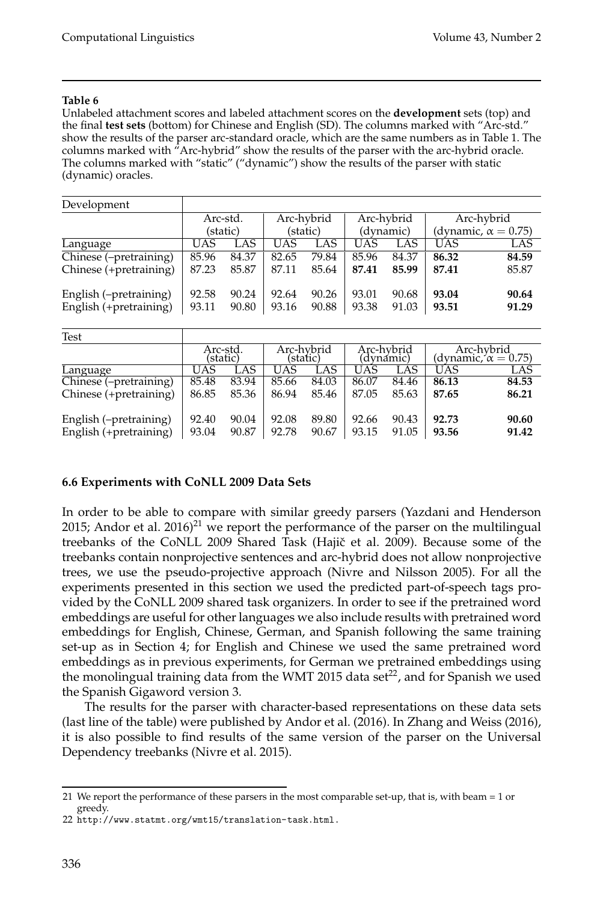**Table 6**

Unlabeled attachment scores and labeled attachment scores on the **development** sets (top) and the final **test sets** (bottom) for Chinese and English (SD). The columns marked with "Arc-std." show the results of the parser arc-standard oracle, which are the same numbers as in Table 1. The columns marked with "Arc-hybrid" show the results of the parser with the arc-hybrid oracle. The columns marked with "static" ("dynamic") show the results of the parser with static (dynamic) oracles.

| Development | Arc-std. (static) | | Arc-hybrid (static) | | Arc-hybrid (dynamic) | | Arc-hybrid (dynamic, $\alpha = 0.75$) | |
|---|---|---|---|---|---|---|---|---|
| Language | UAS | LAS | UAS | LAS | UAS | LAS | UAS | LAS |
| Chinese (–pretraining) | 85.96 | 84.37 | 82.65 | 79.84 | 85.96 | 84.37 | **86.32** | **84.59** |
| Chinese (+pretraining) | 87.23 | 85.87 | 87.11 | 85.64 | **87.41** | **85.99** | **87.41** | 85.87 |
| English (–pretraining) | 92.58 | 90.24 | 92.64 | 90.26 | 93.01 | 90.68 | **93.04** | **90.64** |
| English (+pretraining) | 93.11 | 90.80 | 93.16 | 90.88 | 93.38 | 91.03 | **93.51** | **91.29** |

| Test | Arc-std. (static) | | Arc-hybrid (static) | | Arc-hybrid (dynamic) | | Arc-hybrid (dynamic, $\alpha = 0.75$) | |
|---|---|---|---|---|---|---|---|---|
| Language | UAS | LAS | UAS | LAS | UAS | LAS | UAS | LAS |
| Chinese (–pretraining) | 85.48 | 83.94 | 85.66 | 84.03 | 86.07 | 84.46 | **86.13** | **84.53** |
| Chinese (+pretraining) | 86.85 | 85.36 | 86.94 | 85.46 | 87.05 | 85.63 | **87.65** | **86.21** |
| English (–pretraining) | 92.40 | 90.04 | 92.08 | 89.80 | 92.66 | 90.43 | **92.73** | **90.60** |
| English (+pretraining) | 93.04 | 90.87 | 92.78 | 90.67 | 93.15 | 91.05 | **93.56** | **91.42** |

### 6.6 Experiments with CoNLL 2009 Data Sets

In order to be able to compare with similar greedy parsers (Yazdani and Henderson 2015; Andor et al. 2016)[21] we report the performance of the parser on the multilingual treebanks of the CoNLL 2009 Shared Task (Hajič et al. 2009). Because some of the treebanks contain nonprojective sentences and arc-hybrid does not allow nonprojective trees, we use the pseudo-projective approach (Nivre and Nilsson 2005). For all the experiments presented in this section we used the predicted part-of-speech tags provided by the CoNLL 2009 shared task organizers. In order to see if the pretrained word embeddings are useful for other languages we also include results with pretrained word embeddings for English, Chinese, German, and Spanish following the same training set-up as in Section 4; for English and Chinese we used the same pretrained word embeddings as in previous experiments, for German we pretrained embeddings using the monolingual training data from the WMT 2015 data set[22], and for Spanish we used the Spanish Gigaword version 3.

The results for the parser with character-based representations on these data sets (last line of the table) were published by Andor et al. (2016). In Zhang and Weiss (2016), it is also possible to find results of the same version of the parser on the Universal Dependency treebanks (Nivre et al. 2015).

---

21 We report the performance of these parsers in the most comparable set-up, that is, with beam = 1 or greedy.

22 http://www.statmt.org/wmt15/translation-task.html.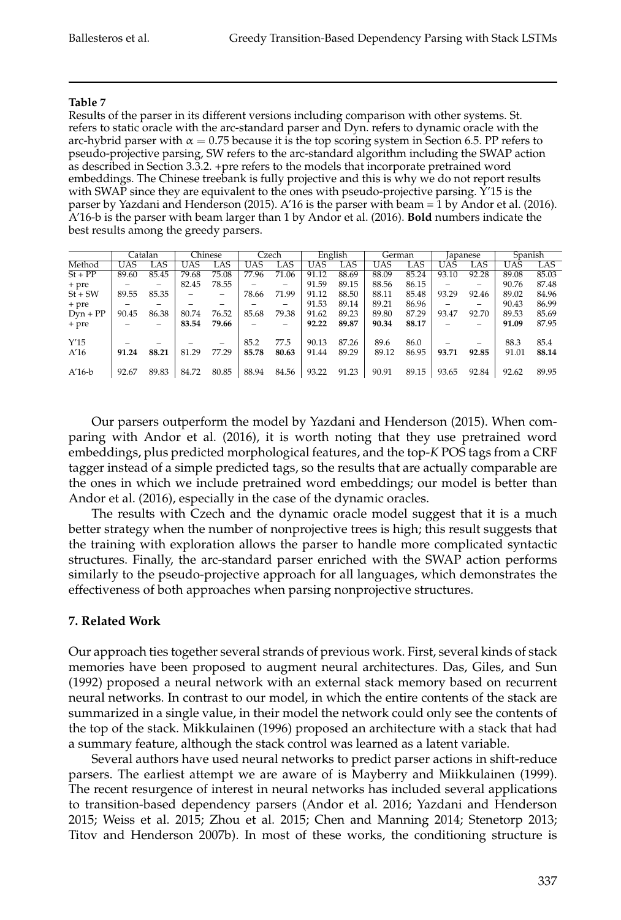**Table 7**

Results of the parser in its different versions including comparison with other systems. St. refers to static oracle with the arc-standard parser and Dyn. refers to dynamic oracle with the arc-hybrid parser with $\alpha = 0.75$ because it is the top scoring system in Section 6.5. PP refers to pseudo-projective parsing, SW refers to the arc-standard algorithm including the SWAP action as described in Section 3.3.2. +pre refers to the models that incorporate pretrained word embeddings. The Chinese treebank is fully projective and this is why we do not report results with SWAP since they are equivalent to the ones with pseudo-projective parsing. Y'15 is the parser by Yazdani and Henderson (2015). A'16 is the parser with beam = 1 by Andor et al. (2016). A'16-b is the parser with beam larger than 1 by Andor et al. (2016). **Bold** numbers indicate the best results among the greedy parsers.

| | Catalan | | Chinese | | Czech | | English | | German | | Japanese | | Spanish | |
|---|---|---|---|---|---|---|---|---|---|---|---|---|---|---|
| Method | UAS | LAS | UAS | LAS | UAS | LAS | UAS | LAS | UAS | LAS | UAS | LAS | UAS | LAS |
| St + PP | 89.60 | 85.45 | 79.68 | 75.08 | 77.96 | 71.06 | 91.12 | 88.69 | 88.09 | 85.24 | 93.10 | 92.28 | 89.08 | 85.03 |
| + pre | – | – | 82.45 | 78.55 | – | – | 91.59 | 89.15 | 88.56 | 86.15 | – | – | 90.76 | 87.48 |
| St + SW | 89.55 | 85.35 | – | – | 78.66 | 71.99 | 91.12 | 88.50 | 88.11 | 85.48 | 93.29 | 92.46 | 89.02 | 84.96 |
| + pre | – | – | – | – | – | – | 91.53 | 89.14 | 89.21 | 86.96 | – | – | 90.43 | 86.99 |
| Dyn + PP | 90.45 | 86.38 | 80.74 | 76.52 | 85.68 | 79.38 | 91.62 | 89.23 | 89.80 | 87.29 | 93.47 | 92.70 | 89.53 | 85.69 |
| + pre | – | – | **83.54** | **79.66** | – | – | **92.22** | **89.87** | **90.34** | **88.17** | – | – | **91.09** | 87.95 |
| Y'15 | – | – | – | – | 85.2 | 77.5 | 90.13 | 87.26 | 89.6 | 86.0 | – | – | 88.3 | 85.4 |
| A'16 | **91.24** | **88.21** | 81.29 | 77.29 | **85.78** | **80.63** | 91.44 | 89.29 | 89.12 | 86.95 | **93.71** | **92.85** | 91.01 | **88.14** |
| A'16-b | 92.67 | 89.83 | 84.72 | 80.85 | 88.94 | 84.56 | 93.22 | 91.23 | 90.91 | 89.15 | 93.65 | 92.84 | 92.62 | 89.95 |

Our parsers outperform the model by Yazdani and Henderson (2015). When comparing with Andor et al. (2016), it is worth noting that they use pretrained word embeddings, plus predicted morphological features, and the top-*K* POS tags from a CRF tagger instead of a simple predicted tags, so the results that are actually comparable are the ones in which we include pretrained word embeddings; our model is better than Andor et al. (2016), especially in the case of the dynamic oracles.

The results with Czech and the dynamic oracle model suggest that it is a much better strategy when the number of nonprojective trees is high; this result suggests that the training with exploration allows the parser to handle more complicated syntactic structures. Finally, the arc-standard parser enriched with the SWAP action performs similarly to the pseudo-projective approach for all languages, which demonstrates the effectiveness of both approaches when parsing nonprojective structures.

## 7. Related Work

Our approach ties together several strands of previous work. First, several kinds of stack memories have been proposed to augment neural architectures. Das, Giles, and Sun (1992) proposed a neural network with an external stack memory based on recurrent neural networks. In contrast to our model, in which the entire contents of the stack are summarized in a single value, in their model the network could only see the contents of the top of the stack. Mikkulainen (1996) proposed an architecture with a stack that had a summary feature, although the stack control was learned as a latent variable.

Several authors have used neural networks to predict parser actions in shift-reduce parsers. The earliest attempt we are aware of is Mayberry and Miikkulainen (1999). The recent resurgence of interest in neural networks has included several applications to transition-based dependency parsers (Andor et al. 2016; Yazdani and Henderson 2015; Weiss et al. 2015; Zhou et al. 2015; Chen and Manning 2014; Stenetorp 2013; Titov and Henderson 2007b). In most of these works, the conditioning structure is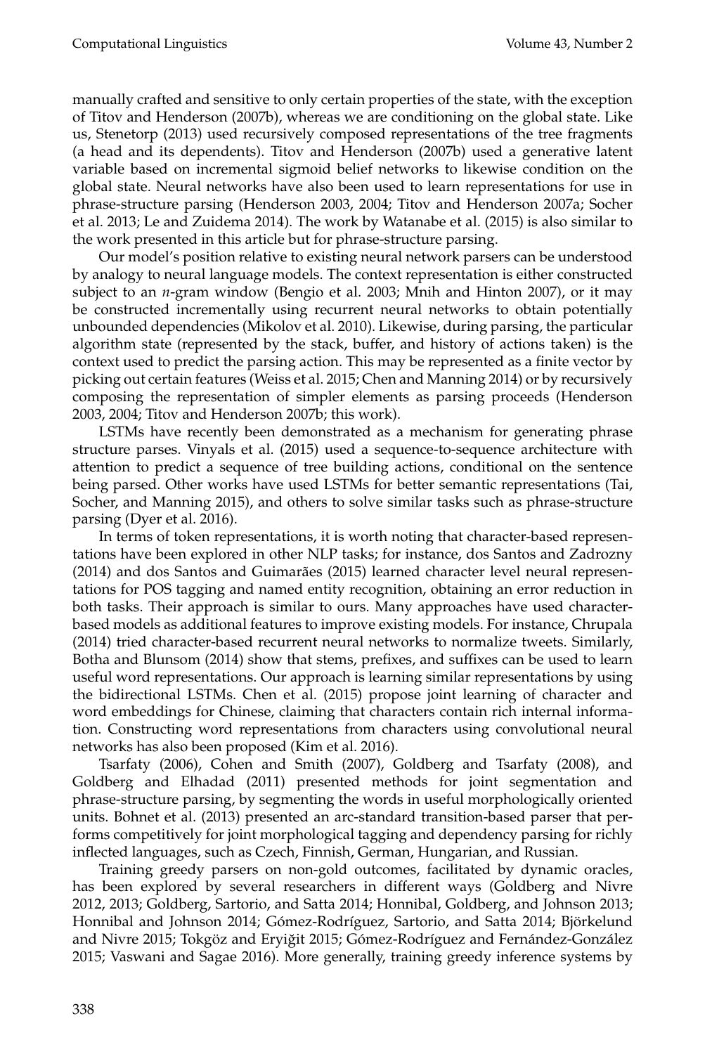manually crafted and sensitive to only certain properties of the state, with the exception of Titov and Henderson (2007b), whereas we are conditioning on the global state. Like us, Stenetorp (2013) used recursively composed representations of the tree fragments (a head and its dependents). Titov and Henderson (2007b) used a generative latent variable based on incremental sigmoid belief networks to likewise condition on the global state. Neural networks have also been used to learn representations for use in phrase-structure parsing (Henderson 2003, 2004; Titov and Henderson 2007a; Socher et al. 2013; Le and Zuidema 2014). The work by Watanabe et al. (2015) is also similar to the work presented in this article but for phrase-structure parsing.

Our model's position relative to existing neural network parsers can be understood by analogy to neural language models. The context representation is either constructed subject to an *n*-gram window (Bengio et al. 2003; Mnih and Hinton 2007), or it may be constructed incrementally using recurrent neural networks to obtain potentially unbounded dependencies (Mikolov et al. 2010). Likewise, during parsing, the particular algorithm state (represented by the stack, buffer, and history of actions taken) is the context used to predict the parsing action. This may be represented as a finite vector by picking out certain features (Weiss et al. 2015; Chen and Manning 2014) or by recursively composing the representation of simpler elements as parsing proceeds (Henderson 2003, 2004; Titov and Henderson 2007b; this work).

LSTMs have recently been demonstrated as a mechanism for generating phrase structure parses. Vinyals et al. (2015) used a sequence-to-sequence architecture with attention to predict a sequence of tree building actions, conditional on the sentence being parsed. Other works have used LSTMs for better semantic representations (Tai, Socher, and Manning 2015), and others to solve similar tasks such as phrase-structure parsing (Dyer et al. 2016).

In terms of token representations, it is worth noting that character-based representations have been explored in other NLP tasks; for instance, dos Santos and Zadrozny (2014) and dos Santos and Guimarães (2015) learned character level neural representations for POS tagging and named entity recognition, obtaining an error reduction in both tasks. Their approach is similar to ours. Many approaches have used character-based models as additional features to improve existing models. For instance, Chrupala (2014) tried character-based recurrent neural networks to normalize tweets. Similarly, Botha and Blunsom (2014) show that stems, prefixes, and suffixes can be used to learn useful word representations. Our approach is learning similar representations by using the bidirectional LSTMs. Chen et al. (2015) propose joint learning of character and word embeddings for Chinese, claiming that characters contain rich internal information. Constructing word representations from characters using convolutional neural networks has also been proposed (Kim et al. 2016).

Tsarfaty (2006), Cohen and Smith (2007), Goldberg and Tsarfaty (2008), and Goldberg and Elhadad (2011) presented methods for joint segmentation and phrase-structure parsing, by segmenting the words in useful morphologically oriented units. Bohnet et al. (2013) presented an arc-standard transition-based parser that performs competitively for joint morphological tagging and dependency parsing for richly inflected languages, such as Czech, Finnish, German, Hungarian, and Russian.

Training greedy parsers on non-gold outcomes, facilitated by dynamic oracles, has been explored by several researchers in different ways (Goldberg and Nivre 2012, 2013; Goldberg, Sartorio, and Satta 2014; Honnibal, Goldberg, and Johnson 2013; Honnibal and Johnson 2014; Gómez-Rodríguez, Sartorio, and Satta 2014; Björkelund and Nivre 2015; Tokgöz and Eryiğit 2015; Gómez-Rodríguez and Fernández-González 2015; Vaswani and Sagae 2016). More generally, training greedy inference systems by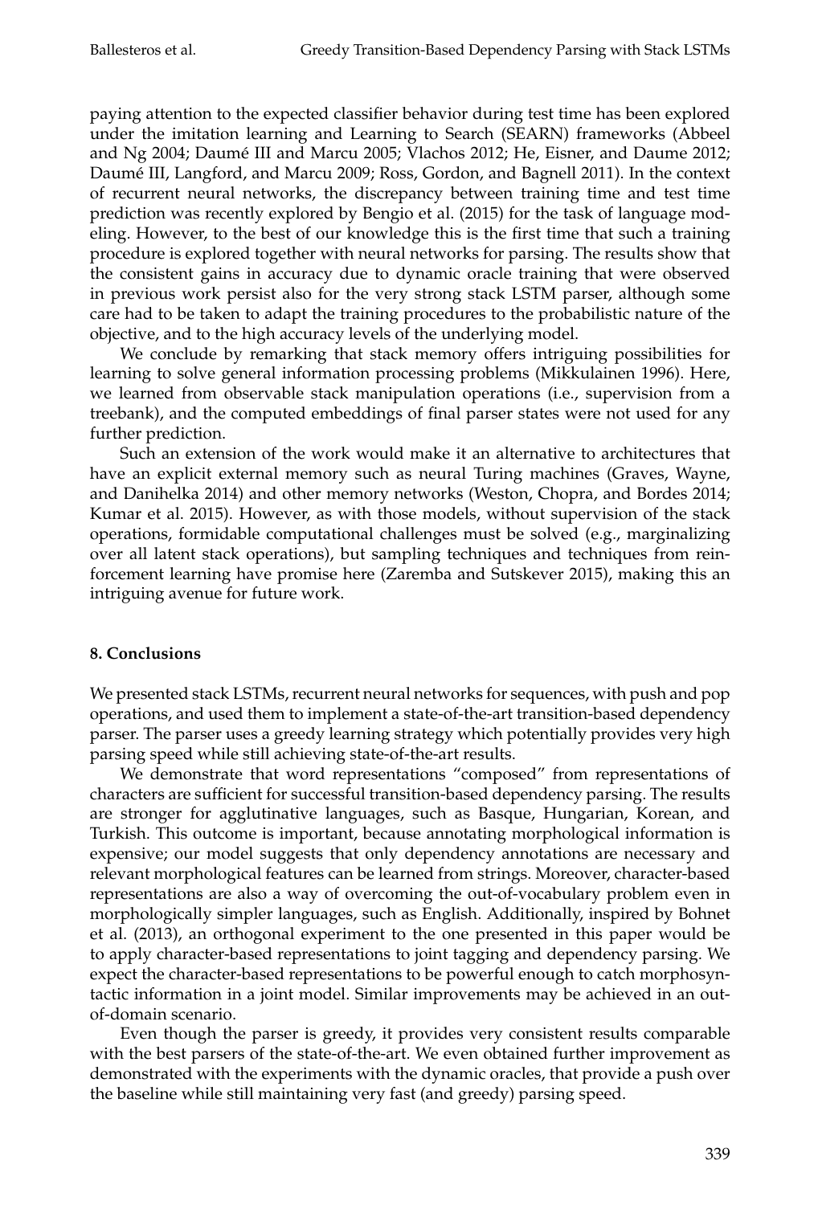paying attention to the expected classifier behavior during test time has been explored under the imitation learning and Learning to Search (SEARN) frameworks (Abbeel and Ng 2004; Daumé III and Marcu 2005; Vlachos 2012; He, Eisner, and Daume 2012; Daumé III, Langford, and Marcu 2009; Ross, Gordon, and Bagnell 2011). In the context of recurrent neural networks, the discrepancy between training time and test time prediction was recently explored by Bengio et al. (2015) for the task of language modeling. However, to the best of our knowledge this is the first time that such a training procedure is explored together with neural networks for parsing. The results show that the consistent gains in accuracy due to dynamic oracle training that were observed in previous work persist also for the very strong stack LSTM parser, although some care had to be taken to adapt the training procedures to the probabilistic nature of the objective, and to the high accuracy levels of the underlying model.

We conclude by remarking that stack memory offers intriguing possibilities for learning to solve general information processing problems (Mikkulainen 1996). Here, we learned from observable stack manipulation operations (i.e., supervision from a treebank), and the computed embeddings of final parser states were not used for any further prediction.

Such an extension of the work would make it an alternative to architectures that have an explicit external memory such as neural Turing machines (Graves, Wayne, and Danihelka 2014) and other memory networks (Weston, Chopra, and Bordes 2014; Kumar et al. 2015). However, as with those models, without supervision of the stack operations, formidable computational challenges must be solved (e.g., marginalizing over all latent stack operations), but sampling techniques and techniques from reinforcement learning have promise here (Zaremba and Sutskever 2015), making this an intriguing avenue for future work.

## 8. Conclusions

We presented stack LSTMs, recurrent neural networks for sequences, with push and pop operations, and used them to implement a state-of-the-art transition-based dependency parser. The parser uses a greedy learning strategy which potentially provides very high parsing speed while still achieving state-of-the-art results.

We demonstrate that word representations "composed" from representations of characters are sufficient for successful transition-based dependency parsing. The results are stronger for agglutinative languages, such as Basque, Hungarian, Korean, and Turkish. This outcome is important, because annotating morphological information is expensive; our model suggests that only dependency annotations are necessary and relevant morphological features can be learned from strings. Moreover, character-based representations are also a way of overcoming the out-of-vocabulary problem even in morphologically simpler languages, such as English. Additionally, inspired by Bohnet et al. (2013), an orthogonal experiment to the one presented in this paper would be to apply character-based representations to joint tagging and dependency parsing. We expect the character-based representations to be powerful enough to catch morphosyntactic information in a joint model. Similar improvements may be achieved in an out-of-domain scenario.

Even though the parser is greedy, it provides very consistent results comparable with the best parsers of the state-of-the-art. We even obtained further improvement as demonstrated with the experiments with the dynamic oracles, that provide a push over the baseline while still maintaining very fast (and greedy) parsing speed.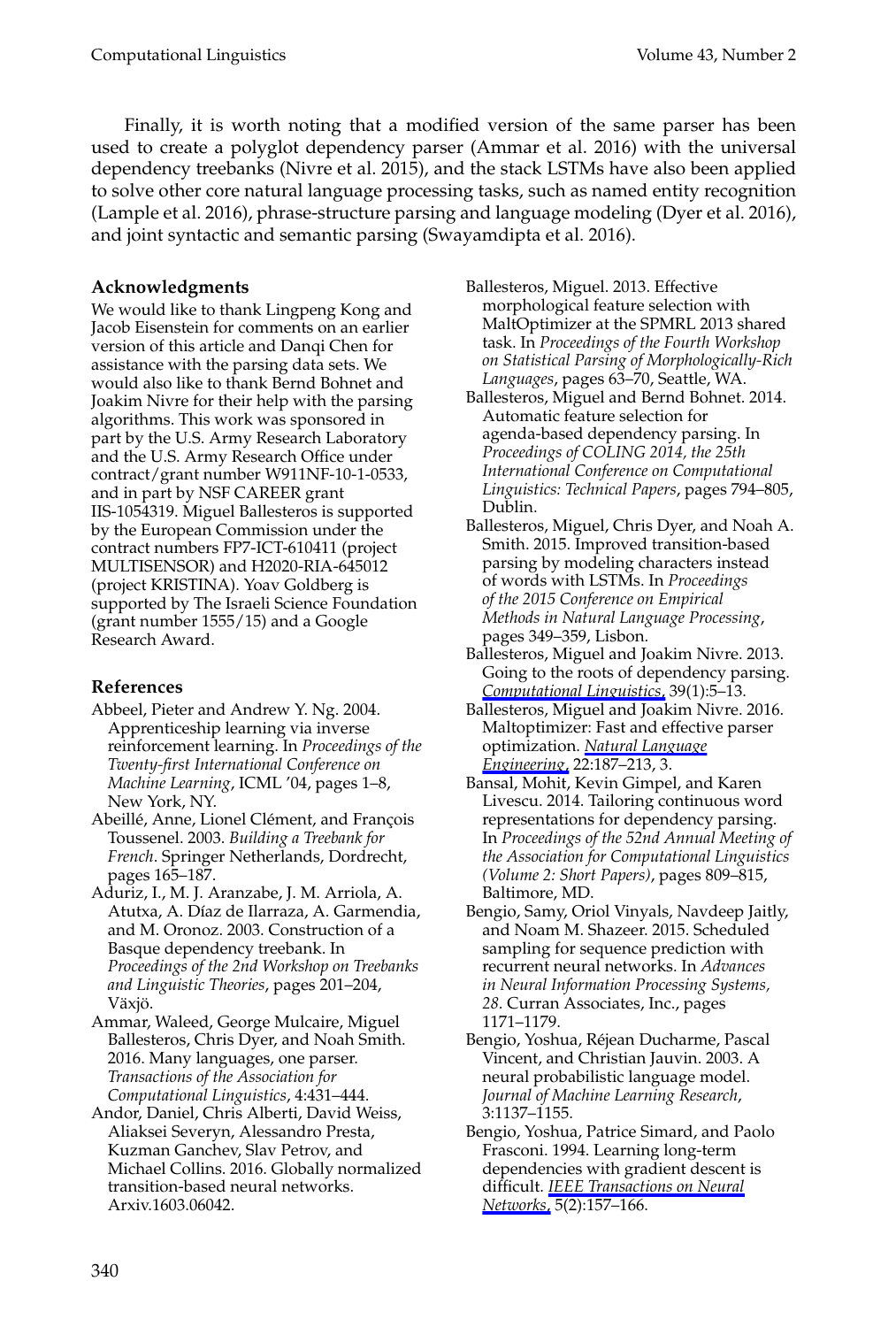Finally, it is worth noting that a modified version of the same parser has been used to create a polyglot dependency parser (Ammar et al. 2016) with the universal dependency treebanks (Nivre et al. 2015), and the stack LSTMs have also been applied to solve other core natural language processing tasks, such as named entity recognition (Lample et al. 2016), phrase-structure parsing and language modeling (Dyer et al. 2016), and joint syntactic and semantic parsing (Swayamdipta et al. 2016).

### Acknowledgments

We would like to thank Lingpeng Kong and Jacob Eisenstein for comments on an earlier version of this article and Danqi Chen for assistance with the parsing data sets. We would also like to thank Bernd Bohnet and Joakim Nivre for their help with the parsing algorithms. This work was sponsored in part by the U.S. Army Research Laboratory and the U.S. Army Research Office under contract/grant number W911NF-10-1-0533, and in part by NSF CAREER grant IIS-1054319. Miguel Ballesteros is supported by the European Commission under the contract numbers FP7-ICT-610411 (project MULTISENSOR) and H2020-RIA-645012 (project KRISTINA). Yoav Goldberg is supported by The Israeli Science Foundation (grant number 1555/15) and a Google Research Award.

### References

Abbeel, Pieter and Andrew Y. Ng. 2004. Apprenticeship learning via inverse reinforcement learning. In *Proceedings of the Twenty-first International Conference on Machine Learning*, ICML '04, pages 1–8, New York, NY.

Abeillé, Anne, Lionel Clément, and François Toussenel. 2003. *Building a Treebank for French*. Springer Netherlands, Dordrecht, pages 165–187.

Aduriz, I., M. J. Aranzabe, J. M. Arriola, A. Atutxa, A. Díaz de Ilarraza, A. Garmendia, and M. Oronoz. 2003. Construction of a Basque dependency treebank. In *Proceedings of the 2nd Workshop on Treebanks and Linguistic Theories*, pages 201–204, Växjö.

Ammar, Waleed, George Mulcaire, Miguel Ballesteros, Chris Dyer, and Noah Smith. 2016. Many languages, one parser. *Transactions of the Association for Computational Linguistics*, 4:431–444.

Andor, Daniel, Chris Alberti, David Weiss, Aliaksei Severyn, Alessandro Presta, Kuzman Ganchev, Slav Petrov, and Michael Collins. 2016. Globally normalized transition-based neural networks. Arxiv.1603.06042.

Ballesteros, Miguel. 2013. Effective morphological feature selection with MaltOptimizer at the SPMRL 2013 shared task. In *Proceedings of the Fourth Workshop on Statistical Parsing of Morphologically-Rich Languages*, pages 63–70, Seattle, WA.

Ballesteros, Miguel and Bernd Bohnet. 2014. Automatic feature selection for agenda-based dependency parsing. In *Proceedings of COLING 2014, the 25th International Conference on Computational Linguistics: Technical Papers*, pages 794–805, Dublin.

Ballesteros, Miguel, Chris Dyer, and Noah A. Smith. 2015. Improved transition-based parsing by modeling characters instead of words with LSTMs. In *Proceedings of the 2015 Conference on Empirical Methods in Natural Language Processing*, pages 349–359, Lisbon.

Ballesteros, Miguel and Joakim Nivre. 2013. Going to the roots of dependency parsing. *Computational Linguistics*, 39(1):5–13.

Ballesteros, Miguel and Joakim Nivre. 2016. Maltoptimizer: Fast and effective parser optimization. *Natural Language Engineering*, 22:187–213, 3.

Bansal, Mohit, Kevin Gimpel, and Karen Livescu. 2014. Tailoring continuous word representations for dependency parsing. In *Proceedings of the 52nd Annual Meeting of the Association for Computational Linguistics (Volume 2: Short Papers)*, pages 809–815, Baltimore, MD.

Bengio, Samy, Oriol Vinyals, Navdeep Jaitly, and Noam M. Shazeer. 2015. Scheduled sampling for sequence prediction with recurrent neural networks. In *Advances in Neural Information Processing Systems, 28*. Curran Associates, Inc., pages 1171–1179.

Bengio, Yoshua, Réjean Ducharme, Pascal Vincent, and Christian Jauvin. 2003. A neural probabilistic language model. *Journal of Machine Learning Research*, 3:1137–1155.

Bengio, Yoshua, Patrice Simard, and Paolo Frasconi. 1994. Learning long-term dependencies with gradient descent is difficult. *IEEE Transactions on Neural Networks*, 5(2):157–166.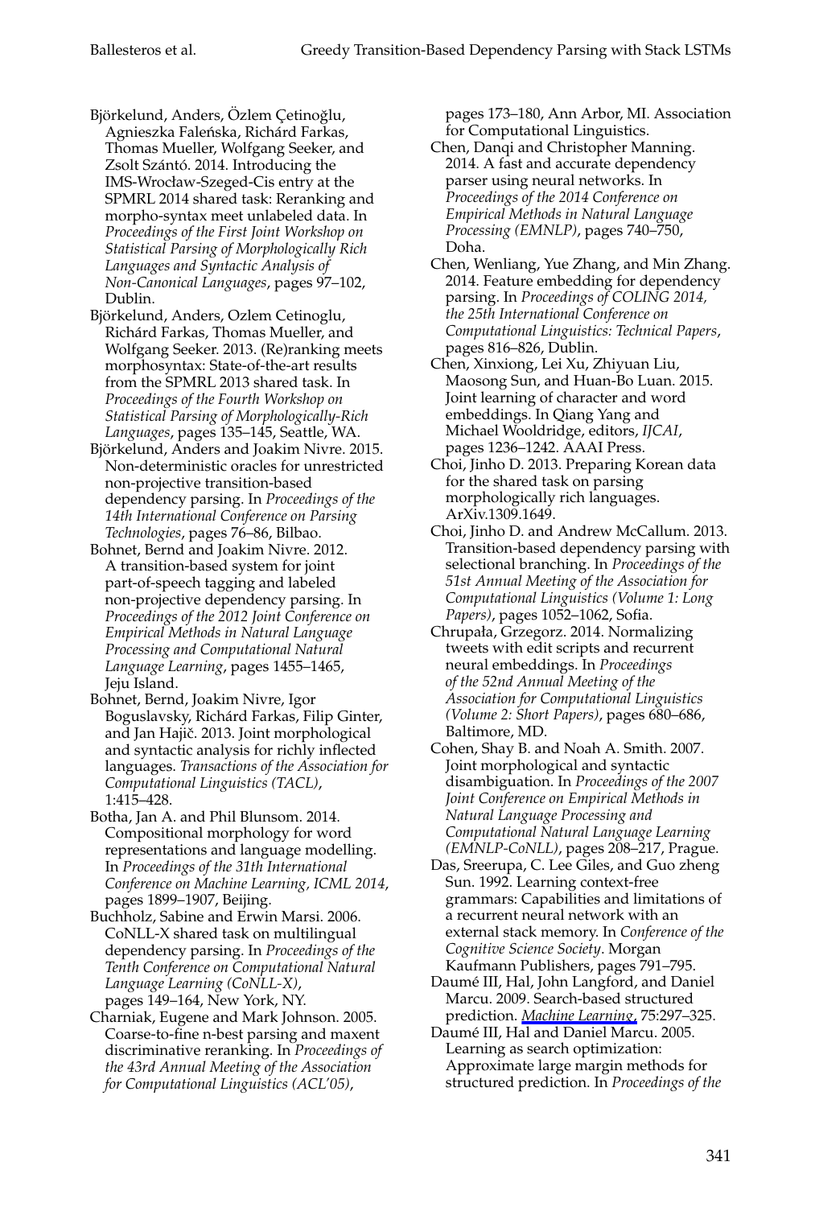Björkelund, Anders, Özlem Çetinoğlu, Agnieszka Faleńska, Richárd Farkas, Thomas Mueller, Wolfgang Seeker, and Zsolt Szántó. 2014. Introducing the IMS-Wrocław-Szeged-Cis entry at the SPMRL 2014 shared task: Reranking and morpho-syntax meet unlabeled data. In *Proceedings of the First Joint Workshop on Statistical Parsing of Morphologically Rich Languages and Syntactic Analysis of Non-Canonical Languages*, pages 97–102, Dublin.

Björkelund, Anders, Ozlem Cetinoglu, Richárd Farkas, Thomas Mueller, and Wolfgang Seeker. 2013. (Re)ranking meets morphosyntax: State-of-the-art results from the SPMRL 2013 shared task. In *Proceedings of the Fourth Workshop on Statistical Parsing of Morphologically-Rich Languages*, pages 135–145, Seattle, WA.

Björkelund, Anders and Joakim Nivre. 2015. Non-deterministic oracles for unrestricted non-projective transition-based dependency parsing. In *Proceedings of the 14th International Conference on Parsing Technologies*, pages 76–86, Bilbao.

Bohnet, Bernd and Joakim Nivre. 2012. A transition-based system for joint part-of-speech tagging and labeled non-projective dependency parsing. In *Proceedings of the 2012 Joint Conference on Empirical Methods in Natural Language Processing and Computational Natural Language Learning*, pages 1455–1465, Jeju Island.

Bohnet, Bernd, Joakim Nivre, Igor Boguslavsky, Richárd Farkas, Filip Ginter, and Jan Hajič. 2013. Joint morphological and syntactic analysis for richly inflected languages. *Transactions of the Association for Computational Linguistics (TACL)*, 1:415–428.

Botha, Jan A. and Phil Blunsom. 2014. Compositional morphology for word representations and language modelling. In *Proceedings of the 31th International Conference on Machine Learning, ICML 2014*, pages 1899–1907, Beijing.

Buchholz, Sabine and Erwin Marsi. 2006. CoNLL-X shared task on multilingual dependency parsing. In *Proceedings of the Tenth Conference on Computational Natural Language Learning (CoNLL-X)*, pages 149–164, New York, NY.

Charniak, Eugene and Mark Johnson. 2005. Coarse-to-fine n-best parsing and maxent discriminative reranking. In *Proceedings of the 43rd Annual Meeting of the Association for Computational Linguistics (ACL'05)*, pages 173–180, Ann Arbor, MI. Association for Computational Linguistics.

Chen, Danqi and Christopher Manning. 2014. A fast and accurate dependency parser using neural networks. In *Proceedings of the 2014 Conference on Empirical Methods in Natural Language Processing (EMNLP)*, pages 740–750, Doha.

Chen, Wenliang, Yue Zhang, and Min Zhang. 2014. Feature embedding for dependency parsing. In *Proceedings of COLING 2014, the 25th International Conference on Computational Linguistics: Technical Papers*, pages 816–826, Dublin.

Chen, Xinxiong, Lei Xu, Zhiyuan Liu, Maosong Sun, and Huan-Bo Luan. 2015. Joint learning of character and word embeddings. In Qiang Yang and Michael Wooldridge, editors, *IJCAI*, pages 1236–1242. AAAI Press.

Choi, Jinho D. 2013. Preparing Korean data for the shared task on parsing morphologically rich languages. ArXiv.1309.1649.

Choi, Jinho D. and Andrew McCallum. 2013. Transition-based dependency parsing with selectional branching. In *Proceedings of the 51st Annual Meeting of the Association for Computational Linguistics (Volume 1: Long Papers)*, pages 1052–1062, Sofia.

Chrupała, Grzegorz. 2014. Normalizing tweets with edit scripts and recurrent neural embeddings. In *Proceedings of the 52nd Annual Meeting of the Association for Computational Linguistics (Volume 2: Short Papers)*, pages 680–686, Baltimore, MD.

Cohen, Shay B. and Noah A. Smith. 2007. Joint morphological and syntactic disambiguation. In *Proceedings of the 2007 Joint Conference on Empirical Methods in Natural Language Processing and Computational Natural Language Learning (EMNLP-CoNLL)*, pages 208–217, Prague.

Das, Sreerupa, C. Lee Giles, and Guo zheng Sun. 1992. Learning context-free grammars: Capabilities and limitations of a recurrent neural network with an external stack memory. In *Conference of the Cognitive Science Society*. Morgan Kaufmann Publishers, pages 791–795.

Daumé III, Hal, John Langford, and Daniel Marcu. 2009. Search-based structured prediction. *Machine Learning*, 75:297–325.

Daumé III, Hal and Daniel Marcu. 2005. Learning as search optimization: Approximate large margin methods for structured prediction. In *Proceedings of the*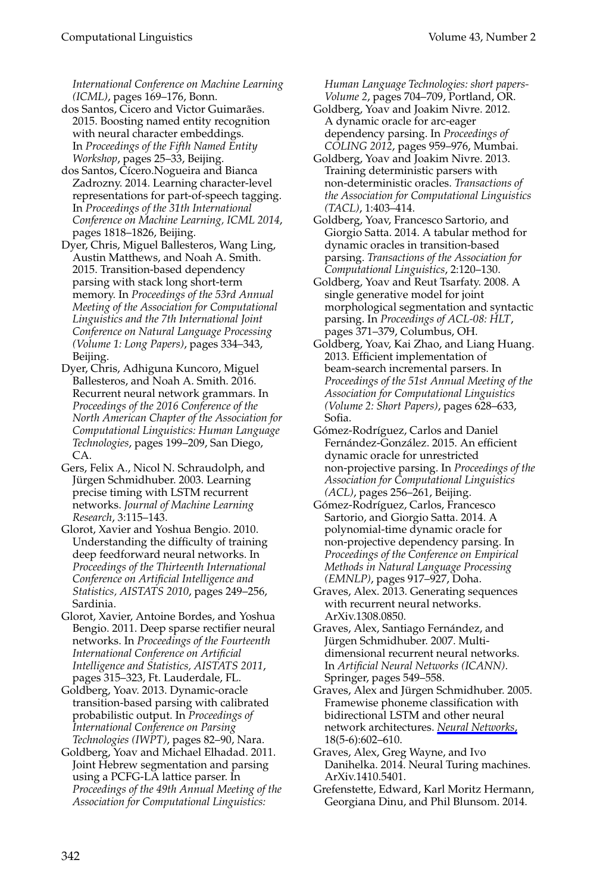*International Conference on Machine Learning (ICML)*, pages 169–176, Bonn.

dos Santos, Cicero and Victor Guimarães. 2015. Boosting named entity recognition with neural character embeddings. In *Proceedings of the Fifth Named Entity Workshop*, pages 25–33, Beijing.

dos Santos, Cícero.Nogueira and Bianca Zadrozny. 2014. Learning character-level representations for part-of-speech tagging. In *Proceedings of the 31th International Conference on Machine Learning, ICML 2014*, pages 1818–1826, Beijing.

Dyer, Chris, Miguel Ballesteros, Wang Ling, Austin Matthews, and Noah A. Smith. 2015. Transition-based dependency parsing with stack long short-term memory. In *Proceedings of the 53rd Annual Meeting of the Association for Computational Linguistics and the 7th International Joint Conference on Natural Language Processing (Volume 1: Long Papers)*, pages 334–343, Beijing.

Dyer, Chris, Adhiguna Kuncoro, Miguel Ballesteros, and Noah A. Smith. 2016. Recurrent neural network grammars. In *Proceedings of the 2016 Conference of the North American Chapter of the Association for Computational Linguistics: Human Language Technologies*, pages 199–209, San Diego, CA.

Gers, Felix A., Nicol N. Schraudolph, and Jürgen Schmidhuber. 2003. Learning precise timing with LSTM recurrent networks. *Journal of Machine Learning Research*, 3:115–143.

Glorot, Xavier and Yoshua Bengio. 2010. Understanding the difficulty of training deep feedforward neural networks. In *Proceedings of the Thirteenth International Conference on Artificial Intelligence and Statistics, AISTATS 2010*, pages 249–256, Sardinia.

Glorot, Xavier, Antoine Bordes, and Yoshua Bengio. 2011. Deep sparse rectifier neural networks. In *Proceedings of the Fourteenth International Conference on Artificial Intelligence and Statistics, AISTATS 2011*, pages 315–323, Ft. Lauderdale, FL.

Goldberg, Yoav. 2013. Dynamic-oracle transition-based parsing with calibrated probabilistic output. In *Proceedings of International Conference on Parsing Technologies (IWPT)*, pages 82–90, Nara.

Goldberg, Yoav and Michael Elhadad. 2011. Joint Hebrew segmentation and parsing using a PCFG-LA lattice parser. In *Proceedings of the 49th Annual Meeting of the Association for Computational Linguistics: Human Language Technologies: short papers-Volume 2*, pages 704–709, Portland, OR.

Goldberg, Yoav and Joakim Nivre. 2012. A dynamic oracle for arc-eager dependency parsing. In *Proceedings of COLING 2012*, pages 959–976, Mumbai.

Goldberg, Yoav and Joakim Nivre. 2013. Training deterministic parsers with non-deterministic oracles. *Transactions of the Association for Computational Linguistics (TACL)*, 1:403–414.

Goldberg, Yoav, Francesco Sartorio, and Giorgio Satta. 2014. A tabular method for dynamic oracles in transition-based parsing. *Transactions of the Association for Computational Linguistics*, 2:120–130.

Goldberg, Yoav and Reut Tsarfaty. 2008. A single generative model for joint morphological segmentation and syntactic parsing. In *Proceedings of ACL-08: HLT*, pages 371–379, Columbus, OH.

Goldberg, Yoav, Kai Zhao, and Liang Huang. 2013. Efficient implementation of beam-search incremental parsers. In *Proceedings of the 51st Annual Meeting of the Association for Computational Linguistics (Volume 2: Short Papers)*, pages 628–633, Sofia.

Gómez-Rodríguez, Carlos and Daniel Fernández-González. 2015. An efficient dynamic oracle for unrestricted non-projective parsing. In *Proceedings of the Association for Computational Linguistics (ACL)*, pages 256–261, Beijing.

Gómez-Rodríguez, Carlos, Francesco Sartorio, and Giorgio Satta. 2014. A polynomial-time dynamic oracle for non-projective dependency parsing. In *Proceedings of the Conference on Empirical Methods in Natural Language Processing (EMNLP)*, pages 917–927, Doha.

Graves, Alex. 2013. Generating sequences with recurrent neural networks. ArXiv.1308.0850.

Graves, Alex, Santiago Fernández, and Jürgen Schmidhuber. 2007. Multi-dimensional recurrent neural networks. In *Artificial Neural Networks (ICANN)*. Springer, pages 549–558.

Graves, Alex and Jürgen Schmidhuber. 2005. Framewise phoneme classification with bidirectional LSTM and other neural network architectures. *Neural Networks*, 18(5-6):602–610.

Graves, Alex, Greg Wayne, and Ivo Danihelka. 2014. Neural Turing machines. ArXiv.1410.5401.

Grefenstette, Edward, Karl Moritz Hermann, Georgiana Dinu, and Phil Blunsom. 2014.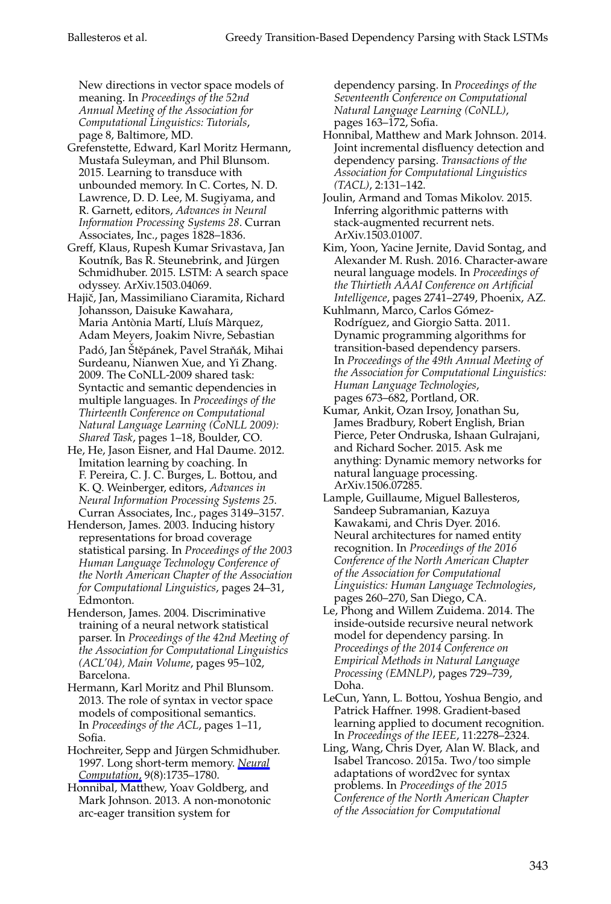New directions in vector space models of meaning. In *Proceedings of the 52nd Annual Meeting of the Association for Computational Linguistics: Tutorials*, page 8, Baltimore, MD.

Grefenstette, Edward, Karl Moritz Hermann, Mustafa Suleyman, and Phil Blunsom. 2015. Learning to transduce with unbounded memory. In C. Cortes, N. D. Lawrence, D. D. Lee, M. Sugiyama, and R. Garnett, editors, *Advances in Neural Information Processing Systems 28*. Curran Associates, Inc., pages 1828–1836.

Greff, Klaus, Rupesh Kumar Srivastava, Jan Koutník, Bas R. Steunebrink, and Jürgen Schmidhuber. 2015. LSTM: A search space odyssey. ArXiv.1503.04069.

Hajič, Jan, Massimiliano Ciaramita, Richard Johansson, Daisuke Kawahara, Maria Antònia Martí, Lluís Màrquez, Adam Meyers, Joakim Nivre, Sebastian Padó, Jan Štěpánek, Pavel Straňák, Mihai Surdeanu, Nianwen Xue, and Yi Zhang. 2009. The CoNLL-2009 shared task: Syntactic and semantic dependencies in multiple languages. In *Proceedings of the Thirteenth Conference on Computational Natural Language Learning (CoNLL 2009): Shared Task*, pages 1–18, Boulder, CO.

He, He, Jason Eisner, and Hal Daume. 2012. Imitation learning by coaching. In F. Pereira, C. J. C. Burges, L. Bottou, and K. Q. Weinberger, editors, *Advances in Neural Information Processing Systems 25*. Curran Associates, Inc., pages 3149–3157.

Henderson, James. 2003. Inducing history representations for broad coverage statistical parsing. In *Proceedings of the 2003 Human Language Technology Conference of the North American Chapter of the Association for Computational Linguistics*, pages 24–31, Edmonton.

Henderson, James. 2004. Discriminative training of a neural network statistical parser. In *Proceedings of the 42nd Meeting of the Association for Computational Linguistics (ACL'04), Main Volume*, pages 95–102, Barcelona.

Hermann, Karl Moritz and Phil Blunsom. 2013. The role of syntax in vector space models of compositional semantics. In *Proceedings of the ACL*, pages 1–11, Sofia.

Hochreiter, Sepp and Jürgen Schmidhuber. 1997. Long short-term memory. *Neural Computation*, 9(8):1735–1780.

Honnibal, Matthew, Yoav Goldberg, and Mark Johnson. 2013. A non-monotonic arc-eager transition system for dependency parsing. In *Proceedings of the Seventeenth Conference on Computational Natural Language Learning (CoNLL)*, pages 163–172, Sofia.

Honnibal, Matthew and Mark Johnson. 2014. Joint incremental disfluency detection and dependency parsing. *Transactions of the Association for Computational Linguistics (TACL)*, 2:131–142.

Joulin, Armand and Tomas Mikolov. 2015. Inferring algorithmic patterns with stack-augmented recurrent nets. ArXiv.1503.01007.

Kim, Yoon, Yacine Jernite, David Sontag, and Alexander M. Rush. 2016. Character-aware neural language models. In *Proceedings of the Thirtieth AAAI Conference on Artificial Intelligence*, pages 2741–2749, Phoenix, AZ.

Kuhlmann, Marco, Carlos Gómez-Rodríguez, and Giorgio Satta. 2011. Dynamic programming algorithms for transition-based dependency parsers. In *Proceedings of the 49th Annual Meeting of the Association for Computational Linguistics: Human Language Technologies*, pages 673–682, Portland, OR.

Kumar, Ankit, Ozan Irsoy, Jonathan Su, James Bradbury, Robert English, Brian Pierce, Peter Ondruska, Ishaan Gulrajani, and Richard Socher. 2015. Ask me anything: Dynamic memory networks for natural language processing. ArXiv.1506.07285.

Lample, Guillaume, Miguel Ballesteros, Sandeep Subramanian, Kazuya Kawakami, and Chris Dyer. 2016. Neural architectures for named entity recognition. In *Proceedings of the 2016 Conference of the North American Chapter of the Association for Computational Linguistics: Human Language Technologies*, pages 260–270, San Diego, CA.

Le, Phong and Willem Zuidema. 2014. The inside-outside recursive neural network model for dependency parsing. In *Proceedings of the 2014 Conference on Empirical Methods in Natural Language Processing (EMNLP)*, pages 729–739, Doha.

LeCun, Yann, L. Bottou, Yoshua Bengio, and Patrick Haffner. 1998. Gradient-based learning applied to document recognition. In *Proceedings of the IEEE*, 11:2278–2324.

Ling, Wang, Chris Dyer, Alan W. Black, and Isabel Trancoso. 2015a. Two/too simple adaptations of word2vec for syntax problems. In *Proceedings of the 2015 Conference of the North American Chapter of the Association for Computational*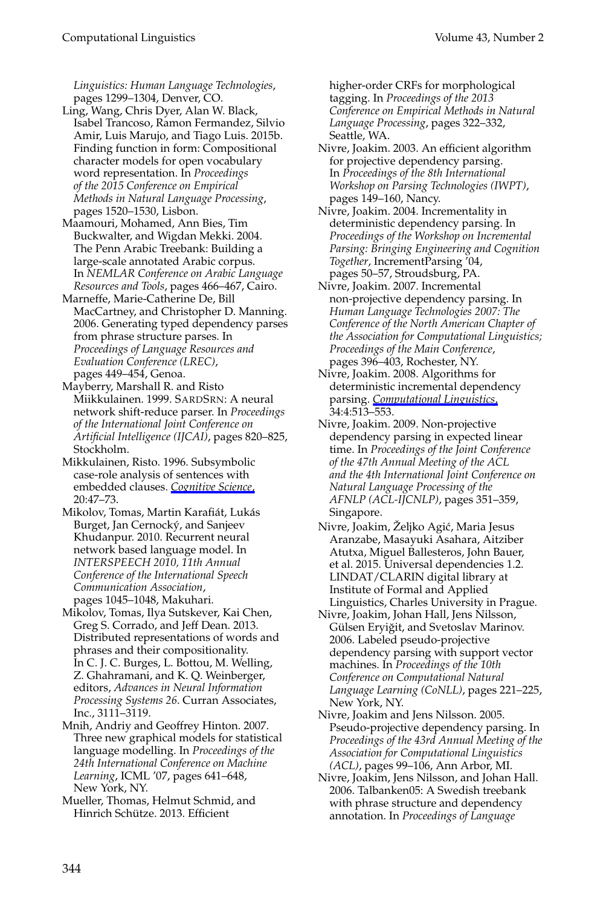*Linguistics: Human Language Technologies*, pages 1299–1304, Denver, CO.

Ling, Wang, Chris Dyer, Alan W. Black, Isabel Trancoso, Ramon Fermandez, Silvio Amir, Luis Marujo, and Tiago Luis. 2015b. Finding function in form: Compositional character models for open vocabulary word representation. In *Proceedings of the 2015 Conference on Empirical Methods in Natural Language Processing*, pages 1520–1530, Lisbon.

Maamouri, Mohamed, Ann Bies, Tim Buckwalter, and Wigdan Mekki. 2004. The Penn Arabic Treebank: Building a large-scale annotated Arabic corpus. In *NEMLAR Conference on Arabic Language Resources and Tools*, pages 466–467, Cairo.

Marneffe, Marie-Catherine De, Bill MacCartney, and Christopher D. Manning. 2006. Generating typed dependency parses from phrase structure parses. In *Proceedings of Language Resources and Evaluation Conference (LREC)*, pages 449–454, Genoa.

Mayberry, Marshall R. and Risto Miikkulainen. 1999. SARDSRN: A neural network shift-reduce parser. In *Proceedings of the International Joint Conference on Artificial Intelligence (IJCAI)*, pages 820–825, Stockholm.

Mikkulainen, Risto. 1996. Subsymbolic case-role analysis of sentences with embedded clauses. *Cognitive Science*, 20:47–73.

Mikolov, Tomas, Martin Karafiát, Lukás Burget, Jan Cernocký, and Sanjeev Khudanpur. 2010. Recurrent neural network based language model. In *INTERSPEECH 2010, 11th Annual Conference of the International Speech Communication Association*, pages 1045–1048, Makuhari.

Mikolov, Tomas, Ilya Sutskever, Kai Chen, Greg S. Corrado, and Jeff Dean. 2013. Distributed representations of words and phrases and their compositionality. In C. J. C. Burges, L. Bottou, M. Welling, Z. Ghahramani, and K. Q. Weinberger, editors, *Advances in Neural Information Processing Systems 26*. Curran Associates, Inc., 3111–3119.

Mnih, Andriy and Geoffrey Hinton. 2007. Three new graphical models for statistical language modelling. In *Proceedings of the 24th International Conference on Machine Learning*, ICML '07, pages 641–648, New York, NY.

Mueller, Thomas, Helmut Schmid, and Hinrich Schütze. 2013. Efficient higher-order CRFs for morphological tagging. In *Proceedings of the 2013 Conference on Empirical Methods in Natural Language Processing*, pages 322–332, Seattle, WA.

Nivre, Joakim. 2003. An efficient algorithm for projective dependency parsing. In *Proceedings of the 8th International Workshop on Parsing Technologies (IWPT)*, pages 149–160, Nancy.

Nivre, Joakim. 2004. Incrementality in deterministic dependency parsing. In *Proceedings of the Workshop on Incremental Parsing: Bringing Engineering and Cognition Together*, IncrementParsing '04, pages 50–57, Stroudsburg, PA.

Nivre, Joakim. 2007. Incremental non-projective dependency parsing. In *Human Language Technologies 2007: The Conference of the North American Chapter of the Association for Computational Linguistics; Proceedings of the Main Conference*, pages 396–403, Rochester, NY.

Nivre, Joakim. 2008. Algorithms for deterministic incremental dependency parsing. *Computational Linguistics*, 34:4:513–553.

Nivre, Joakim. 2009. Non-projective dependency parsing in expected linear time. In *Proceedings of the Joint Conference of the 47th Annual Meeting of the ACL and the 4th International Joint Conference on Natural Language Processing of the AFNLP (ACL-IJCNLP)*, pages 351–359, Singapore.

Nivre, Joakim, Željko Agić, Maria Jesus Aranzabe, Masayuki Asahara, Aitziber Atutxa, Miguel Ballesteros, John Bauer, et al. 2015. Universal dependencies 1.2. LINDAT/CLARIN digital library at Institute of Formal and Applied Linguistics, Charles University in Prague.

Nivre, Joakim, Johan Hall, Jens Nilsson, Gülsen Eryiğit, and Svetoslav Marinov. 2006. Labeled pseudo-projective dependency parsing with support vector machines. In *Proceedings of the 10th Conference on Computational Natural Language Learning (CoNLL)*, pages 221–225, New York, NY.

Nivre, Joakim and Jens Nilsson. 2005. Pseudo-projective dependency parsing. In *Proceedings of the 43rd Annual Meeting of the Association for Computational Linguistics (ACL)*, pages 99–106, Ann Arbor, MI.

Nivre, Joakim, Jens Nilsson, and Johan Hall. 2006. Talbanken05: A Swedish treebank with phrase structure and dependency annotation. In *Proceedings of Language*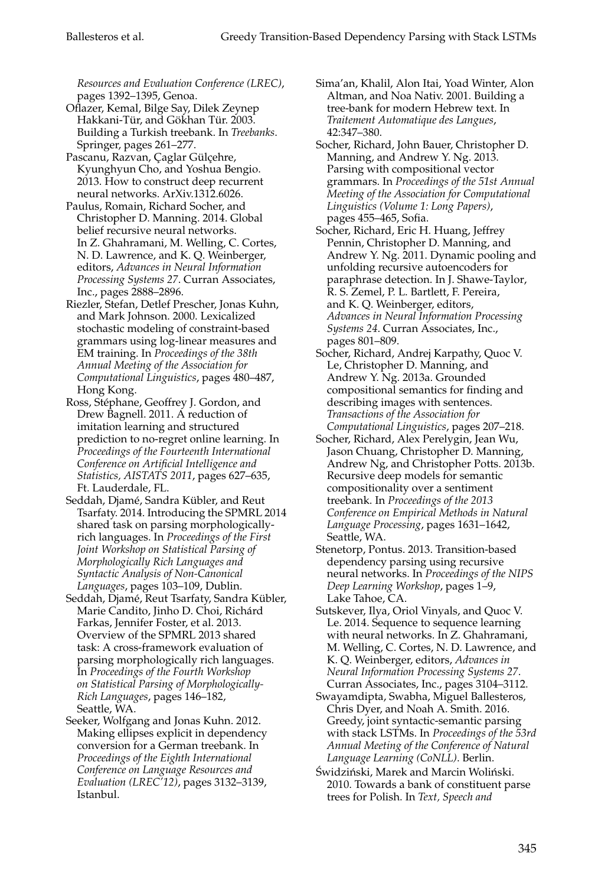*Resources and Evaluation Conference (LREC)*, pages 1392–1395, Genoa.

Oflazer, Kemal, Bilge Say, Dilek Zeynep Hakkani-Tür, and Gökhan Tür. 2003. Building a Turkish treebank. In *Treebanks*. Springer, pages 261–277.

Pascanu, Razvan, Çaglar Gülçehre, Kyunghyun Cho, and Yoshua Bengio. 2013. How to construct deep recurrent neural networks. ArXiv.1312.6026.

Paulus, Romain, Richard Socher, and Christopher D. Manning. 2014. Global belief recursive neural networks. In Z. Ghahramani, M. Welling, C. Cortes, N. D. Lawrence, and K. Q. Weinberger, editors, *Advances in Neural Information Processing Systems 27*. Curran Associates, Inc., pages 2888–2896.

Riezler, Stefan, Detlef Prescher, Jonas Kuhn, and Mark Johnson. 2000. Lexicalized stochastic modeling of constraint-based grammars using log-linear measures and EM training. In *Proceedings of the 38th Annual Meeting of the Association for Computational Linguistics*, pages 480–487, Hong Kong.

Ross, Stéphane, Geoffrey J. Gordon, and Drew Bagnell. 2011. A reduction of imitation learning and structured prediction to no-regret online learning. In *Proceedings of the Fourteenth International Conference on Artificial Intelligence and Statistics, AISTATS 2011*, pages 627–635, Ft. Lauderdale, FL.

Seddah, Djamé, Sandra Kübler, and Reut Tsarfaty. 2014. Introducing the SPMRL 2014 shared task on parsing morphologically-rich languages. In *Proceedings of the First Joint Workshop on Statistical Parsing of Morphologically Rich Languages and Syntactic Analysis of Non-Canonical Languages*, pages 103–109, Dublin.

Seddah, Djamé, Reut Tsarfaty, Sandra Kübler, Marie Candito, Jinho D. Choi, Richárd Farkas, Jennifer Foster, et al. 2013. Overview of the SPMRL 2013 shared task: A cross-framework evaluation of parsing morphologically rich languages. In *Proceedings of the Fourth Workshop on Statistical Parsing of Morphologically-Rich Languages*, pages 146–182, Seattle, WA.

Seeker, Wolfgang and Jonas Kuhn. 2012. Making ellipses explicit in dependency conversion for a German treebank. In *Proceedings of the Eighth International Conference on Language Resources and Evaluation (LREC'12)*, pages 3132–3139, Istanbul.

Sima'an, Khalil, Alon Itai, Yoad Winter, Alon Altman, and Noa Nativ. 2001. Building a tree-bank for modern Hebrew text. In *Traitement Automatique des Langues*, 42:347–380.

Socher, Richard, John Bauer, Christopher D. Manning, and Andrew Y. Ng. 2013. Parsing with compositional vector grammars. In *Proceedings of the 51st Annual Meeting of the Association for Computational Linguistics (Volume 1: Long Papers)*, pages 455–465, Sofia.

Socher, Richard, Eric H. Huang, Jeffrey Pennin, Christopher D. Manning, and Andrew Y. Ng. 2011. Dynamic pooling and unfolding recursive autoencoders for paraphrase detection. In J. Shawe-Taylor, R. S. Zemel, P. L. Bartlett, F. Pereira, and K. Q. Weinberger, editors, *Advances in Neural Information Processing Systems 24*. Curran Associates, Inc., pages 801–809.

Socher, Richard, Andrej Karpathy, Quoc V. Le, Christopher D. Manning, and Andrew Y. Ng. 2013a. Grounded compositional semantics for finding and describing images with sentences. *Transactions of the Association for Computational Linguistics*, pages 207–218.

Socher, Richard, Alex Perelygin, Jean Wu, Jason Chuang, Christopher D. Manning, Andrew Ng, and Christopher Potts. 2013b. Recursive deep models for semantic compositionality over a sentiment treebank. In *Proceedings of the 2013 Conference on Empirical Methods in Natural Language Processing*, pages 1631–1642, Seattle, WA.

Stenetorp, Pontus. 2013. Transition-based dependency parsing using recursive neural networks. In *Proceedings of the NIPS Deep Learning Workshop*, pages 1–9, Lake Tahoe, CA.

Sutskever, Ilya, Oriol Vinyals, and Quoc V. Le. 2014. Sequence to sequence learning with neural networks. In Z. Ghahramani, M. Welling, C. Cortes, N. D. Lawrence, and K. Q. Weinberger, editors, *Advances in Neural Information Processing Systems 27*. Curran Associates, Inc., pages 3104–3112.

Swayamdipta, Swabha, Miguel Ballesteros, Chris Dyer, and Noah A. Smith. 2016. Greedy, joint syntactic-semantic parsing with stack LSTMs. In *Proceedings of the 53rd Annual Meeting of the Conference of Natural Language Learning (CoNLL)*. Berlin.

Świdziński, Marek and Marcin Woliński. 2010. Towards a bank of constituent parse trees for Polish. In *Text, Speech and*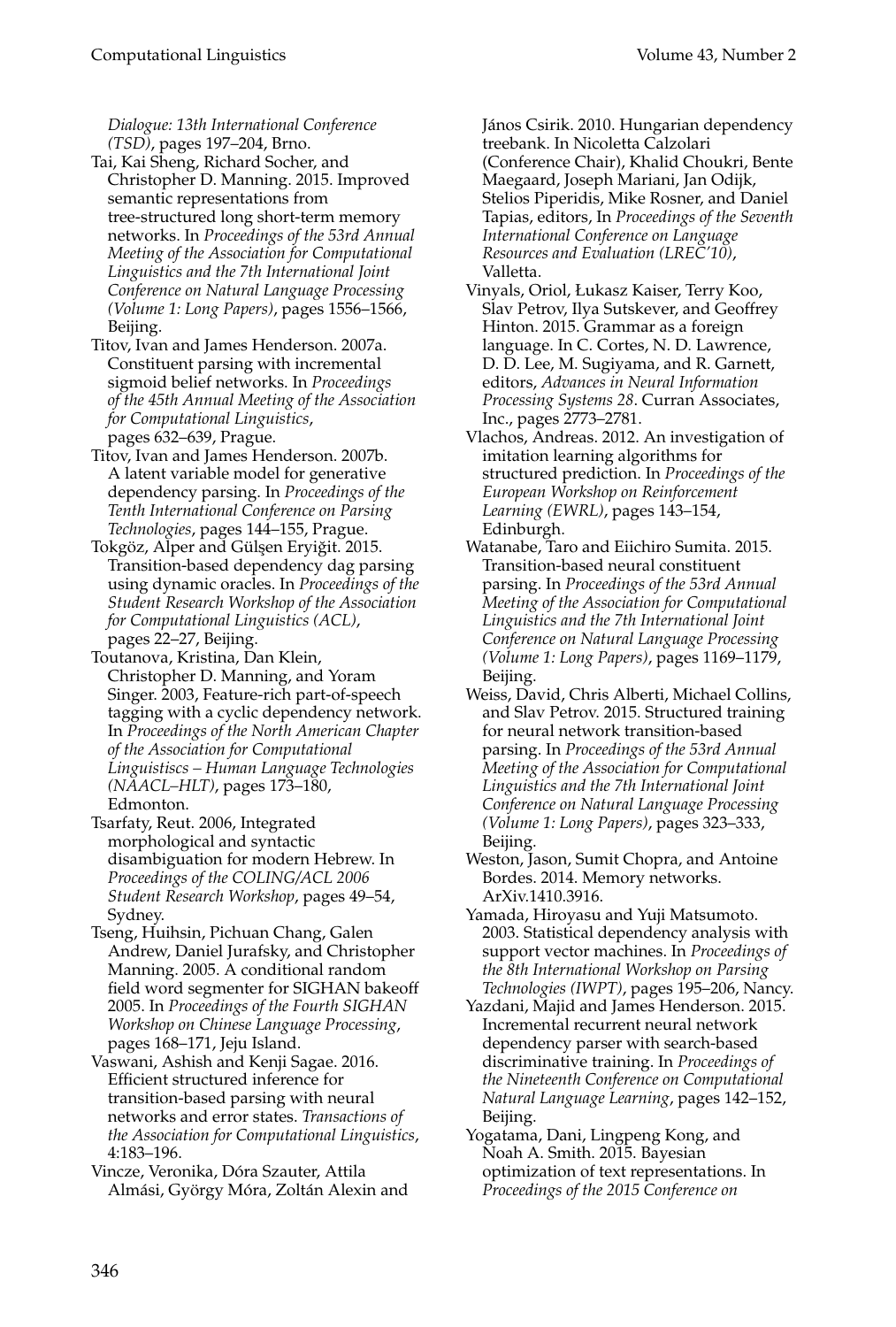*Dialogue: 13th International Conference (TSD)*, pages 197–204, Brno.

Tai, Kai Sheng, Richard Socher, and Christopher D. Manning. 2015. Improved semantic representations from tree-structured long short-term memory networks. In *Proceedings of the 53rd Annual Meeting of the Association for Computational Linguistics and the 7th International Joint Conference on Natural Language Processing (Volume 1: Long Papers)*, pages 1556–1566, Beijing.

Titov, Ivan and James Henderson. 2007a. Constituent parsing with incremental sigmoid belief networks. In *Proceedings of the 45th Annual Meeting of the Association for Computational Linguistics*, pages 632–639, Prague.

Titov, Ivan and James Henderson. 2007b. A latent variable model for generative dependency parsing. In *Proceedings of the Tenth International Conference on Parsing Technologies*, pages 144–155, Prague.

Tokgöz, Alper and Gülşen Eryiğit. 2015. Transition-based dependency dag parsing using dynamic oracles. In *Proceedings of the Student Research Workshop of the Association for Computational Linguistics (ACL)*, pages 22–27, Beijing.

Toutanova, Kristina, Dan Klein, Christopher D. Manning, and Yoram Singer. 2003, Feature-rich part-of-speech tagging with a cyclic dependency network. In *Proceedings of the North American Chapter of the Association for Computational Linguistiscs – Human Language Technologies (NAACL–HLT)*, pages 173–180, Edmonton.

Tsarfaty, Reut. 2006, Integrated morphological and syntactic disambiguation for modern Hebrew. In *Proceedings of the COLING/ACL 2006 Student Research Workshop*, pages 49–54, Sydney.

Tseng, Huihsin, Pichuan Chang, Galen Andrew, Daniel Jurafsky, and Christopher Manning. 2005. A conditional random field word segmenter for SIGHAN bakeoff 2005. In *Proceedings of the Fourth SIGHAN Workshop on Chinese Language Processing*, pages 168–171, Jeju Island.

Vaswani, Ashish and Kenji Sagae. 2016. Efficient structured inference for transition-based parsing with neural networks and error states. *Transactions of the Association for Computational Linguistics*, 4:183–196.

Vincze, Veronika, Dóra Szauter, Attila Almási, György Móra, Zoltán Alexin and János Csirik. 2010. Hungarian dependency treebank. In Nicoletta Calzolari (Conference Chair), Khalid Choukri, Bente Maegaard, Joseph Mariani, Jan Odijk, Stelios Piperidis, Mike Rosner, and Daniel Tapias, editors, In *Proceedings of the Seventh International Conference on Language Resources and Evaluation (LREC'10)*, Valletta.

Vinyals, Oriol, Łukasz Kaiser, Terry Koo, Slav Petrov, Ilya Sutskever, and Geoffrey Hinton. 2015. Grammar as a foreign language. In C. Cortes, N. D. Lawrence, D. D. Lee, M. Sugiyama, and R. Garnett, editors, *Advances in Neural Information Processing Systems 28*. Curran Associates, Inc., pages 2773–2781.

Vlachos, Andreas. 2012. An investigation of imitation learning algorithms for structured prediction. In *Proceedings of the European Workshop on Reinforcement Learning (EWRL)*, pages 143–154, Edinburgh.

Watanabe, Taro and Eiichiro Sumita. 2015. Transition-based neural constituent parsing. In *Proceedings of the 53rd Annual Meeting of the Association for Computational Linguistics and the 7th International Joint Conference on Natural Language Processing (Volume 1: Long Papers)*, pages 1169–1179, Beijing.

Weiss, David, Chris Alberti, Michael Collins, and Slav Petrov. 2015. Structured training for neural network transition-based parsing. In *Proceedings of the 53rd Annual Meeting of the Association for Computational Linguistics and the 7th International Joint Conference on Natural Language Processing (Volume 1: Long Papers)*, pages 323–333, Beijing.

Weston, Jason, Sumit Chopra, and Antoine Bordes. 2014. Memory networks. ArXiv.1410.3916.

Yamada, Hiroyasu and Yuji Matsumoto. 2003. Statistical dependency analysis with support vector machines. In *Proceedings of the 8th International Workshop on Parsing Technologies (IWPT)*, pages 195–206, Nancy.

Yazdani, Majid and James Henderson. 2015. Incremental recurrent neural network dependency parser with search-based discriminative training. In *Proceedings of the Nineteenth Conference on Computational Natural Language Learning*, pages 142–152, Beijing.

Yogatama, Dani, Lingpeng Kong, and Noah A. Smith. 2015. Bayesian optimization of text representations. In *Proceedings of the 2015 Conference on*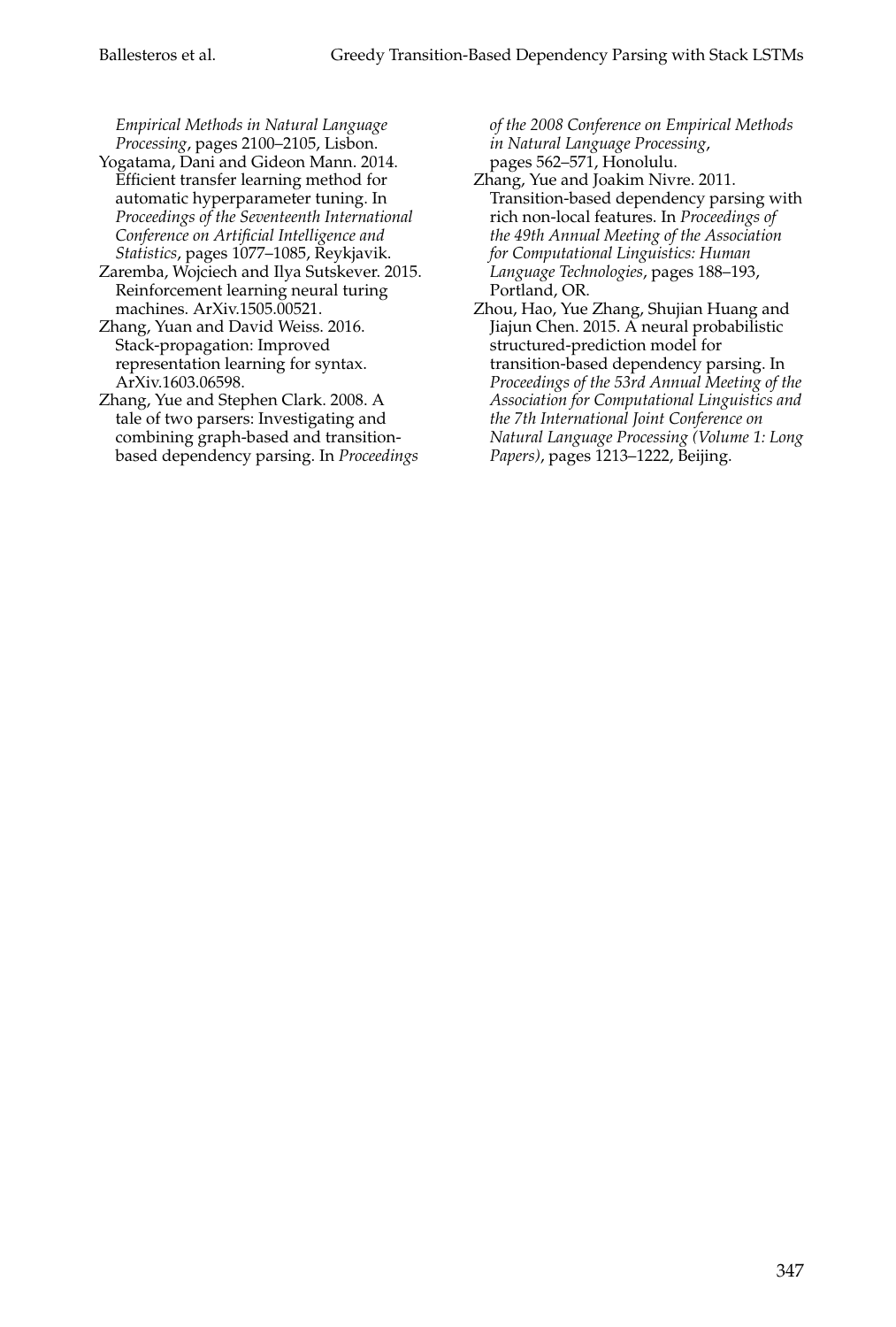*Empirical Methods in Natural Language Processing*, pages 2100–2105, Lisbon.

Yogatama, Dani and Gideon Mann. 2014. Efficient transfer learning method for automatic hyperparameter tuning. In *Proceedings of the Seventeenth International Conference on Artificial Intelligence and Statistics*, pages 1077–1085, Reykjavik.

Zaremba, Wojciech and Ilya Sutskever. 2015. Reinforcement learning neural turing machines. ArXiv.1505.00521.

Zhang, Yuan and David Weiss. 2016. Stack-propagation: Improved representation learning for syntax. ArXiv.1603.06598.

Zhang, Yue and Stephen Clark. 2008. A tale of two parsers: Investigating and combining graph-based and transition-based dependency parsing. In *Proceedings of the 2008 Conference on Empirical Methods in Natural Language Processing*, pages 562–571, Honolulu.

Zhang, Yue and Joakim Nivre. 2011. Transition-based dependency parsing with rich non-local features. In *Proceedings of the 49th Annual Meeting of the Association for Computational Linguistics: Human Language Technologies*, pages 188–193, Portland, OR.

Zhou, Hao, Yue Zhang, Shujian Huang and Jiajun Chen. 2015. A neural probabilistic structured-prediction model for transition-based dependency parsing. In *Proceedings of the 53rd Annual Meeting of the Association for Computational Linguistics and the 7th International Joint Conference on Natural Language Processing (Volume 1: Long Papers)*, pages 1213–1222, Beijing.